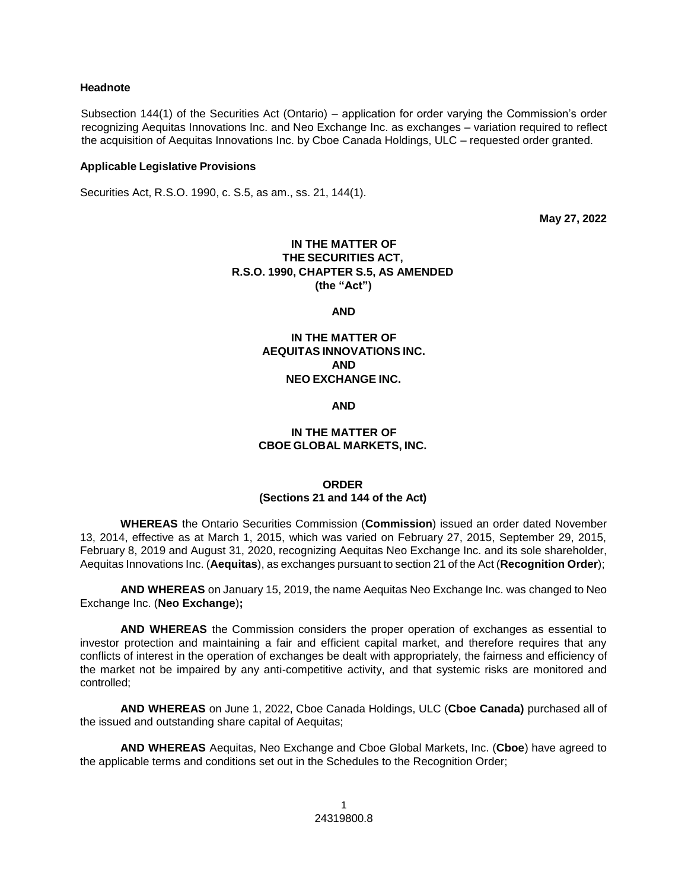**Headnote**

Subsection 144(1) of the Securities Act (Ontario) – application for order varying the Commission's order recognizing Aequitas Innovations Inc. and Neo Exchange Inc. as exchanges – variation required to reflect the acquisition of Aequitas Innovations Inc. by Cboe Canada Holdings, ULC – requested order granted.

**Applicable Legislative Provisions**

Securities Act, R.S.O. 1990, c. S.5, as am., ss. 21, 144(1).

**May 27, 2022**

**IN THE MATTER OF**
**THE SECURITIES ACT,**
**R.S.O. 1990, CHAPTER S.5, AS AMENDED**
**(the "Act")**

**AND**

**IN THE MATTER OF**
**AEQUITAS INNOVATIONS INC.**
**AND**
**NEO EXCHANGE INC.**

**AND**

**IN THE MATTER OF**
**CBOE GLOBAL MARKETS, INC.**

**ORDER**
**(Sections 21 and 144 of the Act)**

**WHEREAS** the Ontario Securities Commission (**Commission**) issued an order dated November 13, 2014, effective as at March 1, 2015, which was varied on February 27, 2015, September 29, 2015, February 8, 2019 and August 31, 2020, recognizing Aequitas Neo Exchange Inc. and its sole shareholder, Aequitas Innovations Inc. (**Aequitas**), as exchanges pursuant to section 21 of the Act (**Recognition Order**);

**AND WHEREAS** on January 15, 2019, the name Aequitas Neo Exchange Inc. was changed to Neo Exchange Inc. (**Neo Exchange**)**;**

**AND WHEREAS** the Commission considers the proper operation of exchanges as essential to investor protection and maintaining a fair and efficient capital market, and therefore requires that any conflicts of interest in the operation of exchanges be dealt with appropriately, the fairness and efficiency of the market not be impaired by any anti-competitive activity, and that systemic risks are monitored and controlled;

**AND WHEREAS** on June 1, 2022, Cboe Canada Holdings, ULC (**Cboe Canada)** purchased all of the issued and outstanding share capital of Aequitas;

**AND WHEREAS** Aequitas, Neo Exchange and Cboe Global Markets, Inc. (**Cboe**) have agreed to the applicable terms and conditions set out in the Schedules to the Recognition Order;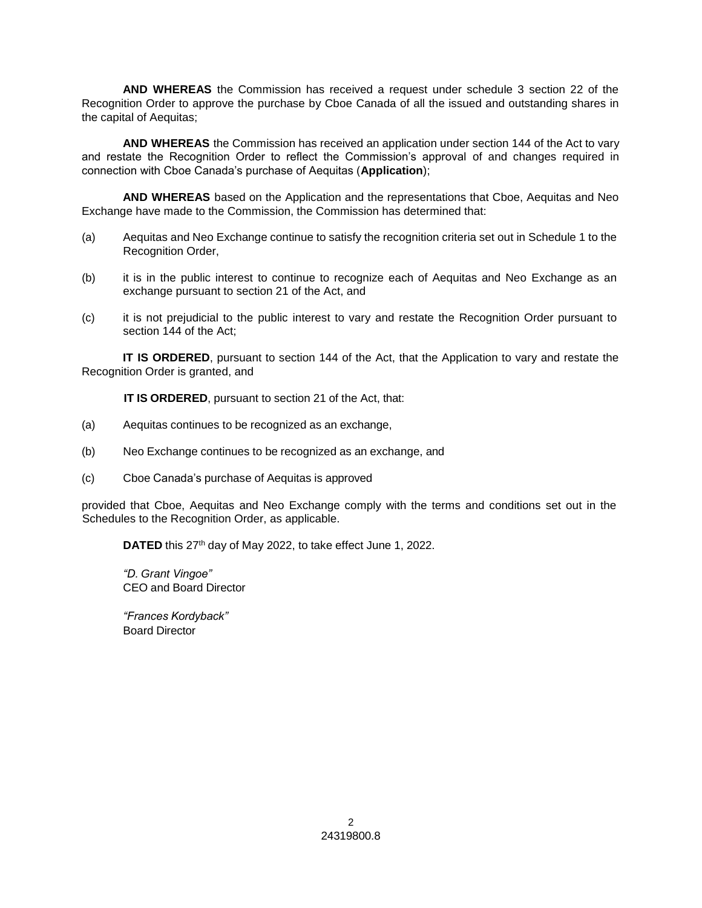**AND WHEREAS** the Commission has received a request under schedule 3 section 22 of the Recognition Order to approve the purchase by Cboe Canada of all the issued and outstanding shares in the capital of Aequitas;

**AND WHEREAS** the Commission has received an application under section 144 of the Act to vary and restate the Recognition Order to reflect the Commission's approval of and changes required in connection with Cboe Canada's purchase of Aequitas (**Application**);

**AND WHEREAS** based on the Application and the representations that Cboe, Aequitas and Neo Exchange have made to the Commission, the Commission has determined that:

(a) Aequitas and Neo Exchange continue to satisfy the recognition criteria set out in Schedule 1 to the Recognition Order,

(b) it is in the public interest to continue to recognize each of Aequitas and Neo Exchange as an exchange pursuant to section 21 of the Act, and

(c) it is not prejudicial to the public interest to vary and restate the Recognition Order pursuant to section 144 of the Act;

**IT IS ORDERED**, pursuant to section 144 of the Act, that the Application to vary and restate the Recognition Order is granted, and

**IT IS ORDERED**, pursuant to section 21 of the Act, that:

(a) Aequitas continues to be recognized as an exchange,

(b) Neo Exchange continues to be recognized as an exchange, and

(c) Cboe Canada's purchase of Aequitas is approved

provided that Cboe, Aequitas and Neo Exchange comply with the terms and conditions set out in the Schedules to the Recognition Order, as applicable.

**DATED** this 27th day of May 2022, to take effect June 1, 2022.

*"D. Grant Vingoe"*
CEO and Board Director

*"Frances Kordyback"*
Board Director

24319800.8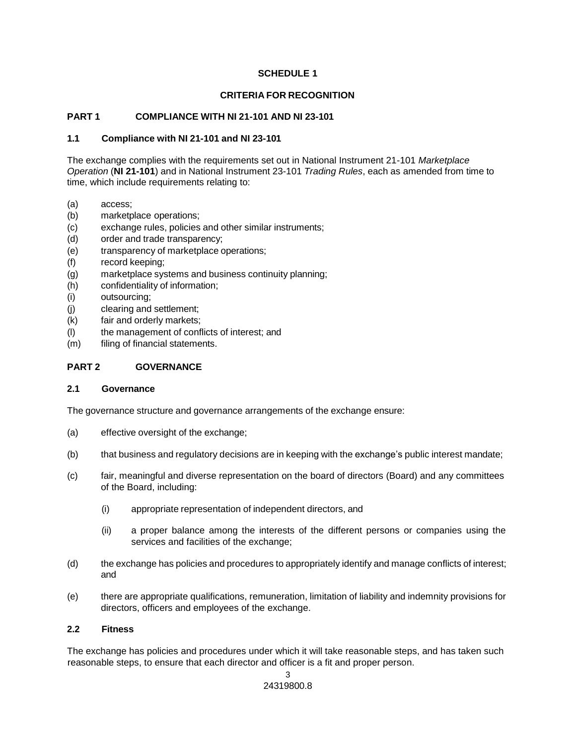# SCHEDULE 1

## CRITERIA FOR RECOGNITION

### PART 1 COMPLIANCE WITH NI 21-101 AND NI 23-101

#### 1.1 Compliance with NI 21-101 and NI 23-101

The exchange complies with the requirements set out in National Instrument 21-101 *Marketplace Operation* (**NI 21-101**) and in National Instrument 23-101 *Trading Rules*, each as amended from time to time, which include requirements relating to:

(a) access;
(b) marketplace operations;
(c) exchange rules, policies and other similar instruments;
(d) order and trade transparency;
(e) transparency of marketplace operations;
(f) record keeping;
(g) marketplace systems and business continuity planning;
(h) confidentiality of information;
(i) outsourcing;
(j) clearing and settlement;
(k) fair and orderly markets;
(l) the management of conflicts of interest; and
(m) filing of financial statements.

### PART 2 GOVERNANCE

#### 2.1 Governance

The governance structure and governance arrangements of the exchange ensure:

(a) effective oversight of the exchange;

(b) that business and regulatory decisions are in keeping with the exchange's public interest mandate;

(c) fair, meaningful and diverse representation on the board of directors (Board) and any committees of the Board, including:

(i) appropriate representation of independent directors, and

(ii) a proper balance among the interests of the different persons or companies using the services and facilities of the exchange;

(d) the exchange has policies and procedures to appropriately identify and manage conflicts of interest; and

(e) there are appropriate qualifications, remuneration, limitation of liability and indemnity provisions for directors, officers and employees of the exchange.

#### 2.2 Fitness

The exchange has policies and procedures under which it will take reasonable steps, and has taken such reasonable steps, to ensure that each director and officer is a fit and proper person.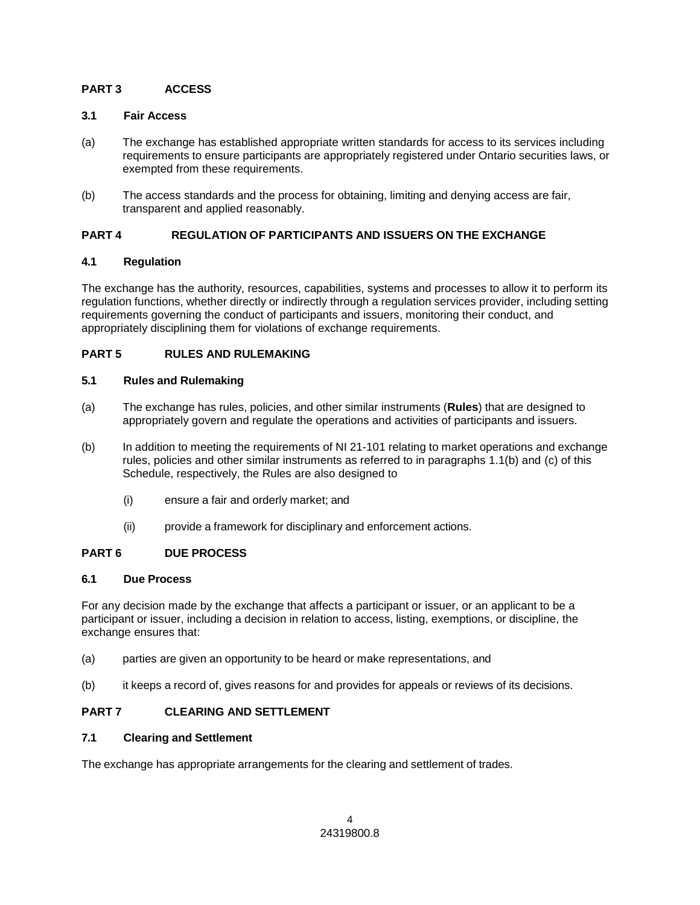## PART 3 ACCESS

### 3.1 Fair Access

(a) The exchange has established appropriate written standards for access to its services including requirements to ensure participants are appropriately registered under Ontario securities laws, or exempted from these requirements.

(b) The access standards and the process for obtaining, limiting and denying access are fair, transparent and applied reasonably.

## PART 4 REGULATION OF PARTICIPANTS AND ISSUERS ON THE EXCHANGE

### 4.1 Regulation

The exchange has the authority, resources, capabilities, systems and processes to allow it to perform its regulation functions, whether directly or indirectly through a regulation services provider, including setting requirements governing the conduct of participants and issuers, monitoring their conduct, and appropriately disciplining them for violations of exchange requirements.

## PART 5 RULES AND RULEMAKING

### 5.1 Rules and Rulemaking

(a) The exchange has rules, policies, and other similar instruments (**Rules**) that are designed to appropriately govern and regulate the operations and activities of participants and issuers.

(b) In addition to meeting the requirements of NI 21-101 relating to market operations and exchange rules, policies and other similar instruments as referred to in paragraphs 1.1(b) and (c) of this Schedule, respectively, the Rules are also designed to

(i) ensure a fair and orderly market; and

(ii) provide a framework for disciplinary and enforcement actions.

## PART 6 DUE PROCESS

### 6.1 Due Process

For any decision made by the exchange that affects a participant or issuer, or an applicant to be a participant or issuer, including a decision in relation to access, listing, exemptions, or discipline, the exchange ensures that:

(a) parties are given an opportunity to be heard or make representations, and

(b) it keeps a record of, gives reasons for and provides for appeals or reviews of its decisions.

## PART 7 CLEARING AND SETTLEMENT

### 7.1 Clearing and Settlement

The exchange has appropriate arrangements for the clearing and settlement of trades.

24319800.8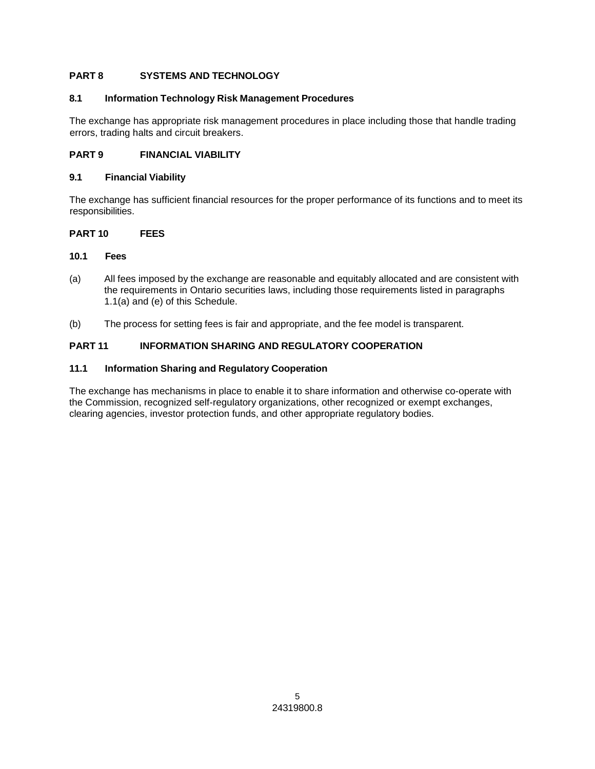## PART 8 SYSTEMS AND TECHNOLOGY

### 8.1 Information Technology Risk Management Procedures

The exchange has appropriate risk management procedures in place including those that handle trading errors, trading halts and circuit breakers.

## PART 9 FINANCIAL VIABILITY

### 9.1 Financial Viability

The exchange has sufficient financial resources for the proper performance of its functions and to meet its responsibilities.

## PART 10 FEES

### 10.1 Fees

(a) All fees imposed by the exchange are reasonable and equitably allocated and are consistent with the requirements in Ontario securities laws, including those requirements listed in paragraphs 1.1(a) and (e) of this Schedule.

(b) The process for setting fees is fair and appropriate, and the fee model is transparent.

## PART 11 INFORMATION SHARING AND REGULATORY COOPERATION

### 11.1 Information Sharing and Regulatory Cooperation

The exchange has mechanisms in place to enable it to share information and otherwise co-operate with the Commission, recognized self-regulatory organizations, other recognized or exempt exchanges, clearing agencies, investor protection funds, and other appropriate regulatory bodies.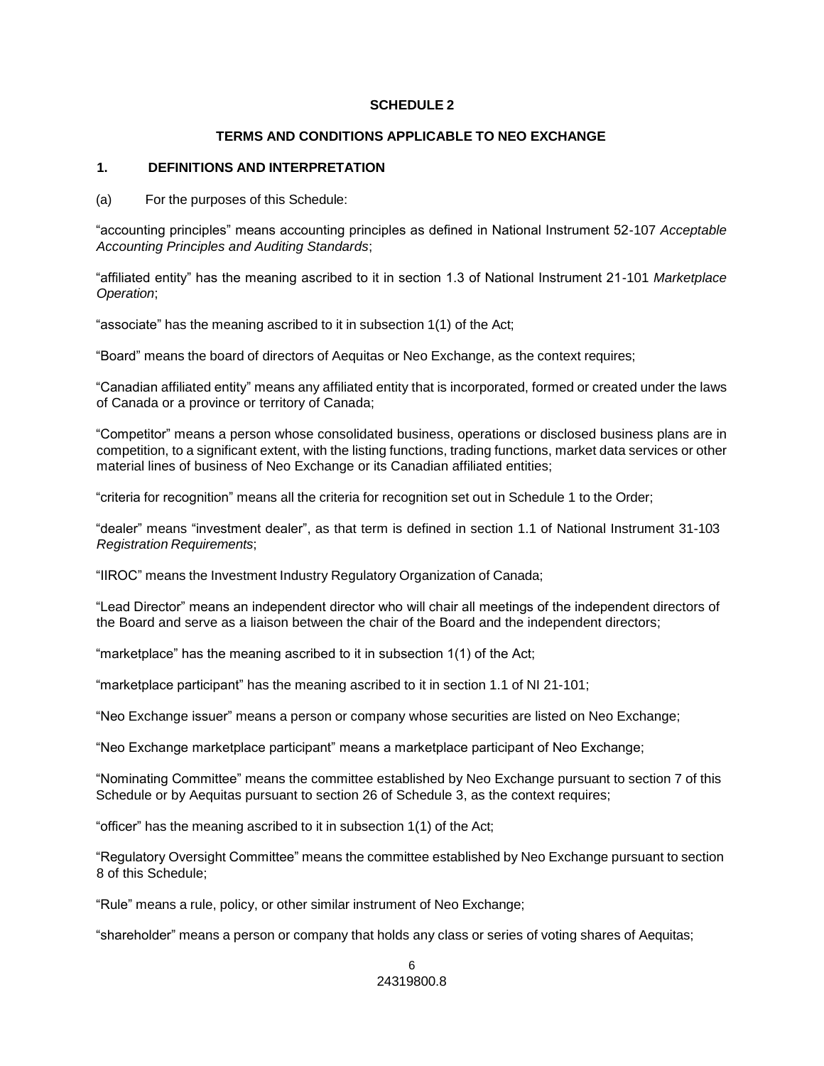**SCHEDULE 2**

**TERMS AND CONDITIONS APPLICABLE TO NEO EXCHANGE**

**1. DEFINITIONS AND INTERPRETATION**

(a) For the purposes of this Schedule:

"accounting principles" means accounting principles as defined in National Instrument 52-107 *Acceptable Accounting Principles and Auditing Standards*;

"affiliated entity" has the meaning ascribed to it in section 1.3 of National Instrument 21-101 *Marketplace Operation*;

"associate" has the meaning ascribed to it in subsection 1(1) of the Act;

"Board" means the board of directors of Aequitas or Neo Exchange, as the context requires;

"Canadian affiliated entity" means any affiliated entity that is incorporated, formed or created under the laws of Canada or a province or territory of Canada;

"Competitor" means a person whose consolidated business, operations or disclosed business plans are in competition, to a significant extent, with the listing functions, trading functions, market data services or other material lines of business of Neo Exchange or its Canadian affiliated entities;

"criteria for recognition" means all the criteria for recognition set out in Schedule 1 to the Order;

"dealer" means "investment dealer", as that term is defined in section 1.1 of National Instrument 31-103 *Registration Requirements*;

"IIROC" means the Investment Industry Regulatory Organization of Canada;

"Lead Director" means an independent director who will chair all meetings of the independent directors of the Board and serve as a liaison between the chair of the Board and the independent directors;

"marketplace" has the meaning ascribed to it in subsection 1(1) of the Act;

"marketplace participant" has the meaning ascribed to it in section 1.1 of NI 21-101;

"Neo Exchange issuer" means a person or company whose securities are listed on Neo Exchange;

"Neo Exchange marketplace participant" means a marketplace participant of Neo Exchange;

"Nominating Committee" means the committee established by Neo Exchange pursuant to section 7 of this Schedule or by Aequitas pursuant to section 26 of Schedule 3, as the context requires;

"officer" has the meaning ascribed to it in subsection 1(1) of the Act;

"Regulatory Oversight Committee" means the committee established by Neo Exchange pursuant to section 8 of this Schedule;

"Rule" means a rule, policy, or other similar instrument of Neo Exchange;

"shareholder" means a person or company that holds any class or series of voting shares of Aequitas;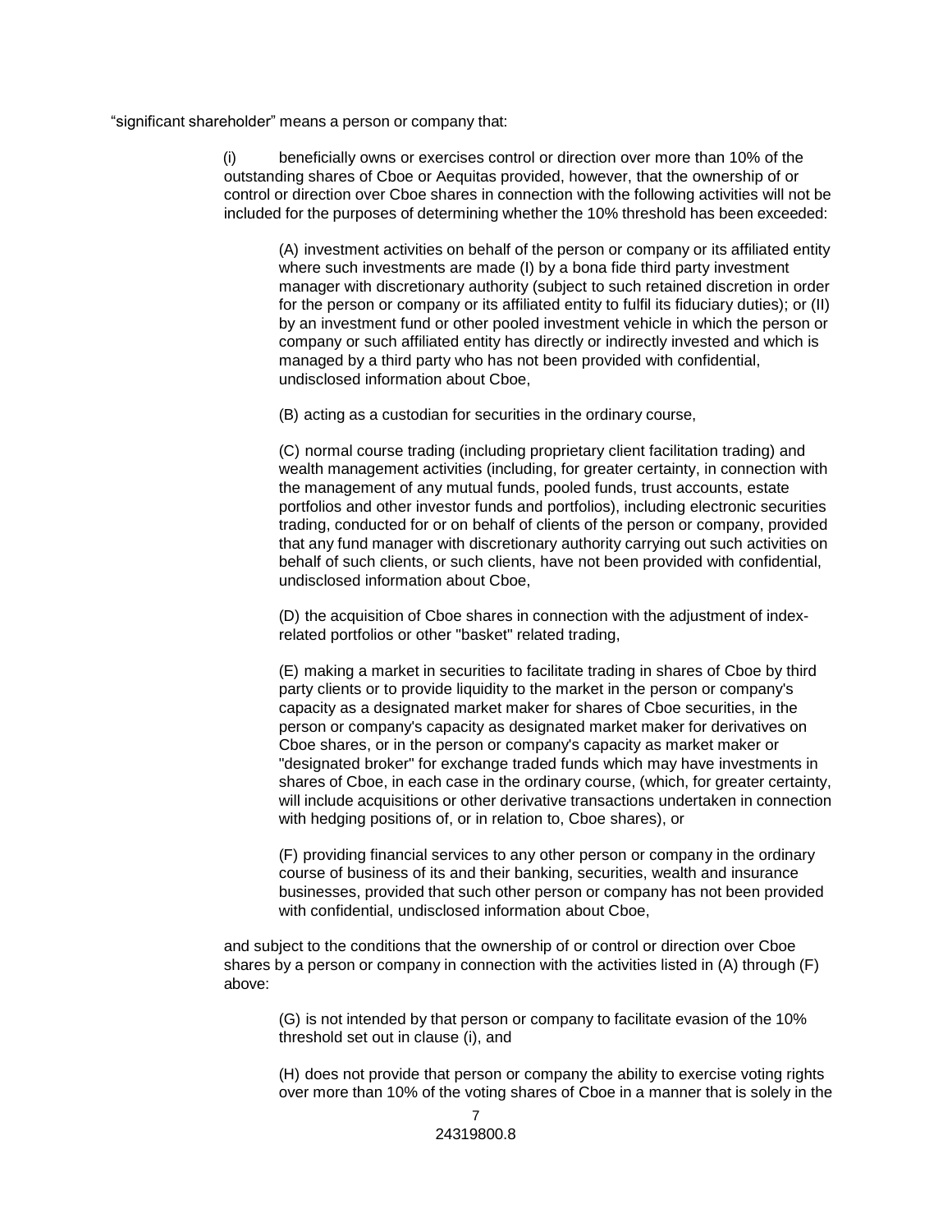"significant shareholder" means a person or company that:

(i) beneficially owns or exercises control or direction over more than 10% of the outstanding shares of Cboe or Aequitas provided, however, that the ownership of or control or direction over Cboe shares in connection with the following activities will not be included for the purposes of determining whether the 10% threshold has been exceeded:

(A) investment activities on behalf of the person or company or its affiliated entity where such investments are made (I) by a bona fide third party investment manager with discretionary authority (subject to such retained discretion in order for the person or company or its affiliated entity to fulfil its fiduciary duties); or (II) by an investment fund or other pooled investment vehicle in which the person or company or such affiliated entity has directly or indirectly invested and which is managed by a third party who has not been provided with confidential, undisclosed information about Cboe,

(B) acting as a custodian for securities in the ordinary course,

(C) normal course trading (including proprietary client facilitation trading) and wealth management activities (including, for greater certainty, in connection with the management of any mutual funds, pooled funds, trust accounts, estate portfolios and other investor funds and portfolios), including electronic securities trading, conducted for or on behalf of clients of the person or company, provided that any fund manager with discretionary authority carrying out such activities on behalf of such clients, or such clients, have not been provided with confidential, undisclosed information about Cboe,

(D) the acquisition of Cboe shares in connection with the adjustment of index-related portfolios or other "basket" related trading,

(E) making a market in securities to facilitate trading in shares of Cboe by third party clients or to provide liquidity to the market in the person or company's capacity as a designated market maker for shares of Cboe securities, in the person or company's capacity as designated market maker for derivatives on Cboe shares, or in the person or company's capacity as market maker or "designated broker" for exchange traded funds which may have investments in shares of Cboe, in each case in the ordinary course, (which, for greater certainty, will include acquisitions or other derivative transactions undertaken in connection with hedging positions of, or in relation to, Cboe shares), or

(F) providing financial services to any other person or company in the ordinary course of business of its and their banking, securities, wealth and insurance businesses, provided that such other person or company has not been provided with confidential, undisclosed information about Cboe,

and subject to the conditions that the ownership of or control or direction over Cboe shares by a person or company in connection with the activities listed in (A) through (F) above:

(G) is not intended by that person or company to facilitate evasion of the 10% threshold set out in clause (i), and

(H) does not provide that person or company the ability to exercise voting rights over more than 10% of the voting shares of Cboe in a manner that is solely in the

24319800.8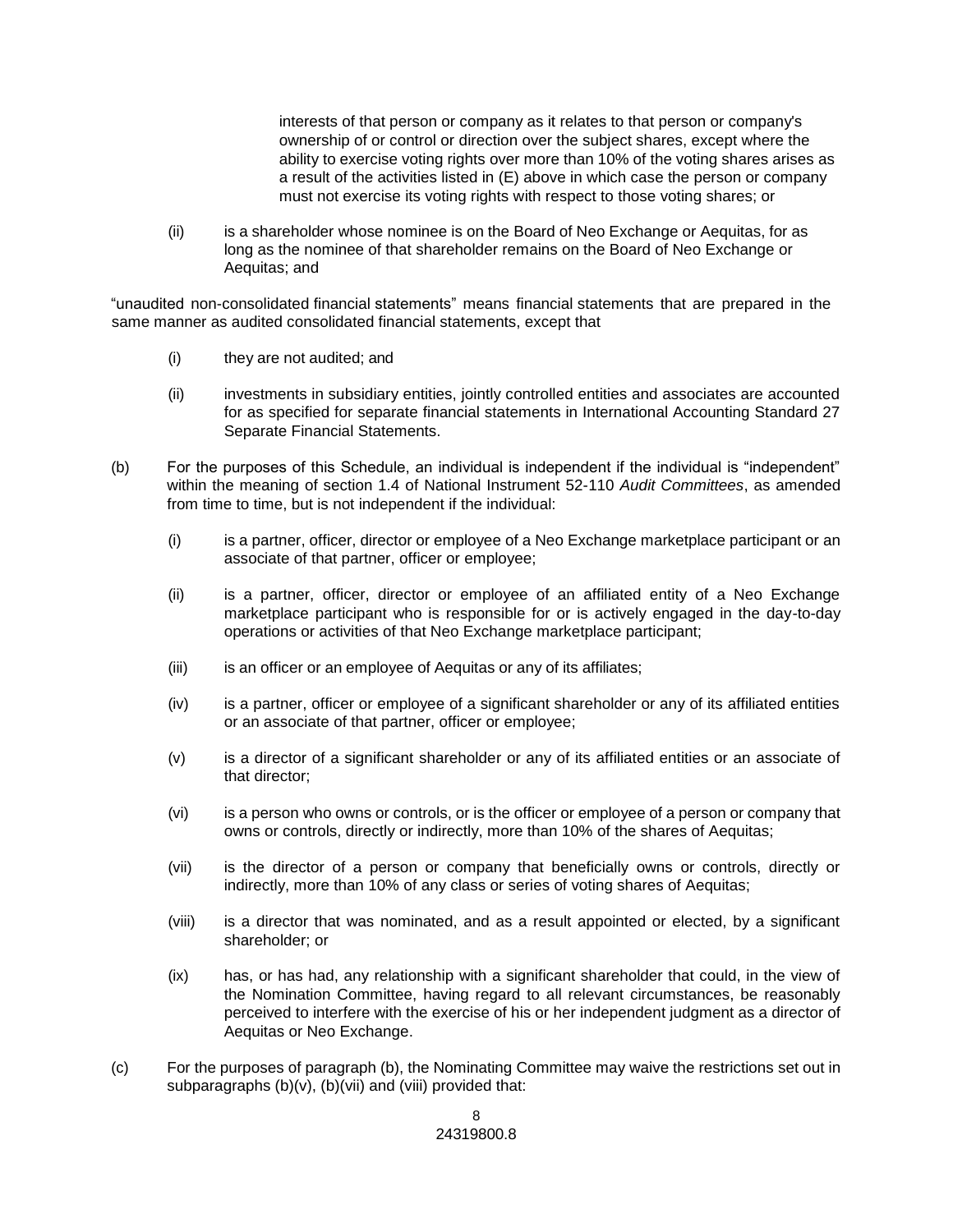interests of that person or company as it relates to that person or company's ownership of or control or direction over the subject shares, except where the ability to exercise voting rights over more than 10% of the voting shares arises as a result of the activities listed in (E) above in which case the person or company must not exercise its voting rights with respect to those voting shares; or

(ii) is a shareholder whose nominee is on the Board of Neo Exchange or Aequitas, for as long as the nominee of that shareholder remains on the Board of Neo Exchange or Aequitas; and

"unaudited non-consolidated financial statements" means financial statements that are prepared in the same manner as audited consolidated financial statements, except that

(i) they are not audited; and

(ii) investments in subsidiary entities, jointly controlled entities and associates are accounted for as specified for separate financial statements in International Accounting Standard 27 Separate Financial Statements.

(b) For the purposes of this Schedule, an individual is independent if the individual is "independent" within the meaning of section 1.4 of National Instrument 52-110 *Audit Committees*, as amended from time to time, but is not independent if the individual:

(i) is a partner, officer, director or employee of a Neo Exchange marketplace participant or an associate of that partner, officer or employee;

(ii) is a partner, officer, director or employee of an affiliated entity of a Neo Exchange marketplace participant who is responsible for or is actively engaged in the day-to-day operations or activities of that Neo Exchange marketplace participant;

(iii) is an officer or an employee of Aequitas or any of its affiliates;

(iv) is a partner, officer or employee of a significant shareholder or any of its affiliated entities or an associate of that partner, officer or employee;

(v) is a director of a significant shareholder or any of its affiliated entities or an associate of that director;

(vi) is a person who owns or controls, or is the officer or employee of a person or company that owns or controls, directly or indirectly, more than 10% of the shares of Aequitas;

(vii) is the director of a person or company that beneficially owns or controls, directly or indirectly, more than 10% of any class or series of voting shares of Aequitas;

(viii) is a director that was nominated, and as a result appointed or elected, by a significant shareholder; or

(ix) has, or has had, any relationship with a significant shareholder that could, in the view of the Nomination Committee, having regard to all relevant circumstances, be reasonably perceived to interfere with the exercise of his or her independent judgment as a director of Aequitas or Neo Exchange.

(c) For the purposes of paragraph (b), the Nominating Committee may waive the restrictions set out in subparagraphs (b)(v), (b)(vii) and (viii) provided that: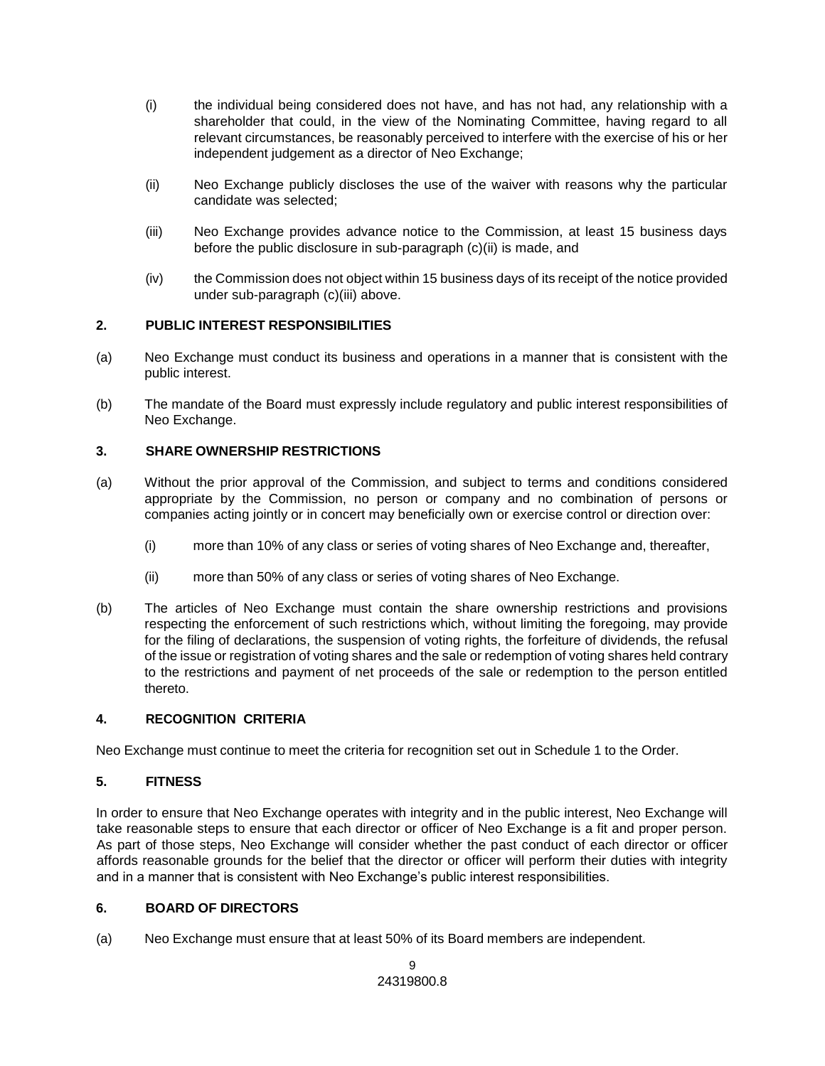(i) the individual being considered does not have, and has not had, any relationship with a shareholder that could, in the view of the Nominating Committee, having regard to all relevant circumstances, be reasonably perceived to interfere with the exercise of his or her independent judgement as a director of Neo Exchange;

(ii) Neo Exchange publicly discloses the use of the waiver with reasons why the particular candidate was selected;

(iii) Neo Exchange provides advance notice to the Commission, at least 15 business days before the public disclosure in sub-paragraph (c)(ii) is made, and

(iv) the Commission does not object within 15 business days of its receipt of the notice provided under sub-paragraph (c)(iii) above.

## 2. PUBLIC INTEREST RESPONSIBILITIES

(a) Neo Exchange must conduct its business and operations in a manner that is consistent with the public interest.

(b) The mandate of the Board must expressly include regulatory and public interest responsibilities of Neo Exchange.

## 3. SHARE OWNERSHIP RESTRICTIONS

(a) Without the prior approval of the Commission, and subject to terms and conditions considered appropriate by the Commission, no person or company and no combination of persons or companies acting jointly or in concert may beneficially own or exercise control or direction over:

(i) more than 10% of any class or series of voting shares of Neo Exchange and, thereafter,

(ii) more than 50% of any class or series of voting shares of Neo Exchange.

(b) The articles of Neo Exchange must contain the share ownership restrictions and provisions respecting the enforcement of such restrictions which, without limiting the foregoing, may provide for the filing of declarations, the suspension of voting rights, the forfeiture of dividends, the refusal of the issue or registration of voting shares and the sale or redemption of voting shares held contrary to the restrictions and payment of net proceeds of the sale or redemption to the person entitled thereto.

## 4. RECOGNITION CRITERIA

Neo Exchange must continue to meet the criteria for recognition set out in Schedule 1 to the Order.

## 5. FITNESS

In order to ensure that Neo Exchange operates with integrity and in the public interest, Neo Exchange will take reasonable steps to ensure that each director or officer of Neo Exchange is a fit and proper person. As part of those steps, Neo Exchange will consider whether the past conduct of each director or officer affords reasonable grounds for the belief that the director or officer will perform their duties with integrity and in a manner that is consistent with Neo Exchange's public interest responsibilities.

## 6. BOARD OF DIRECTORS

(a) Neo Exchange must ensure that at least 50% of its Board members are independent.

24319800.8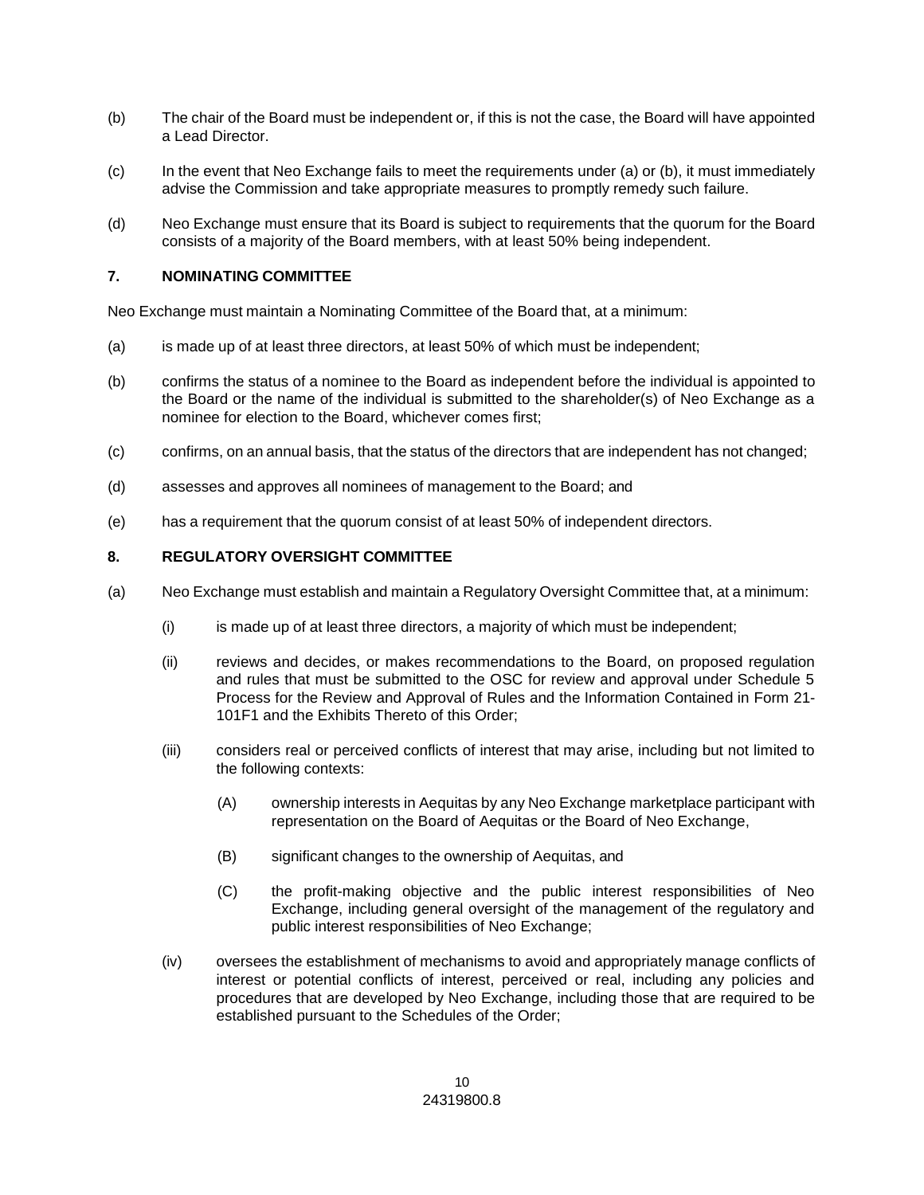(b) The chair of the Board must be independent or, if this is not the case, the Board will have appointed a Lead Director.

(c) In the event that Neo Exchange fails to meet the requirements under (a) or (b), it must immediately advise the Commission and take appropriate measures to promptly remedy such failure.

(d) Neo Exchange must ensure that its Board is subject to requirements that the quorum for the Board consists of a majority of the Board members, with at least 50% being independent.

## 7. NOMINATING COMMITTEE

Neo Exchange must maintain a Nominating Committee of the Board that, at a minimum:

(a) is made up of at least three directors, at least 50% of which must be independent;

(b) confirms the status of a nominee to the Board as independent before the individual is appointed to the Board or the name of the individual is submitted to the shareholder(s) of Neo Exchange as a nominee for election to the Board, whichever comes first;

(c) confirms, on an annual basis, that the status of the directors that are independent has not changed;

(d) assesses and approves all nominees of management to the Board; and

(e) has a requirement that the quorum consist of at least 50% of independent directors.

## 8. REGULATORY OVERSIGHT COMMITTEE

(a) Neo Exchange must establish and maintain a Regulatory Oversight Committee that, at a minimum:

  (i) is made up of at least three directors, a majority of which must be independent;

  (ii) reviews and decides, or makes recommendations to the Board, on proposed regulation and rules that must be submitted to the OSC for review and approval under Schedule 5 Process for the Review and Approval of Rules and the Information Contained in Form 21-101F1 and the Exhibits Thereto of this Order;

  (iii) considers real or perceived conflicts of interest that may arise, including but not limited to the following contexts:

    (A) ownership interests in Aequitas by any Neo Exchange marketplace participant with representation on the Board of Aequitas or the Board of Neo Exchange,

    (B) significant changes to the ownership of Aequitas, and

    (C) the profit-making objective and the public interest responsibilities of Neo Exchange, including general oversight of the management of the regulatory and public interest responsibilities of Neo Exchange;

  (iv) oversees the establishment of mechanisms to avoid and appropriately manage conflicts of interest or potential conflicts of interest, perceived or real, including any policies and procedures that are developed by Neo Exchange, including those that are required to be established pursuant to the Schedules of the Order;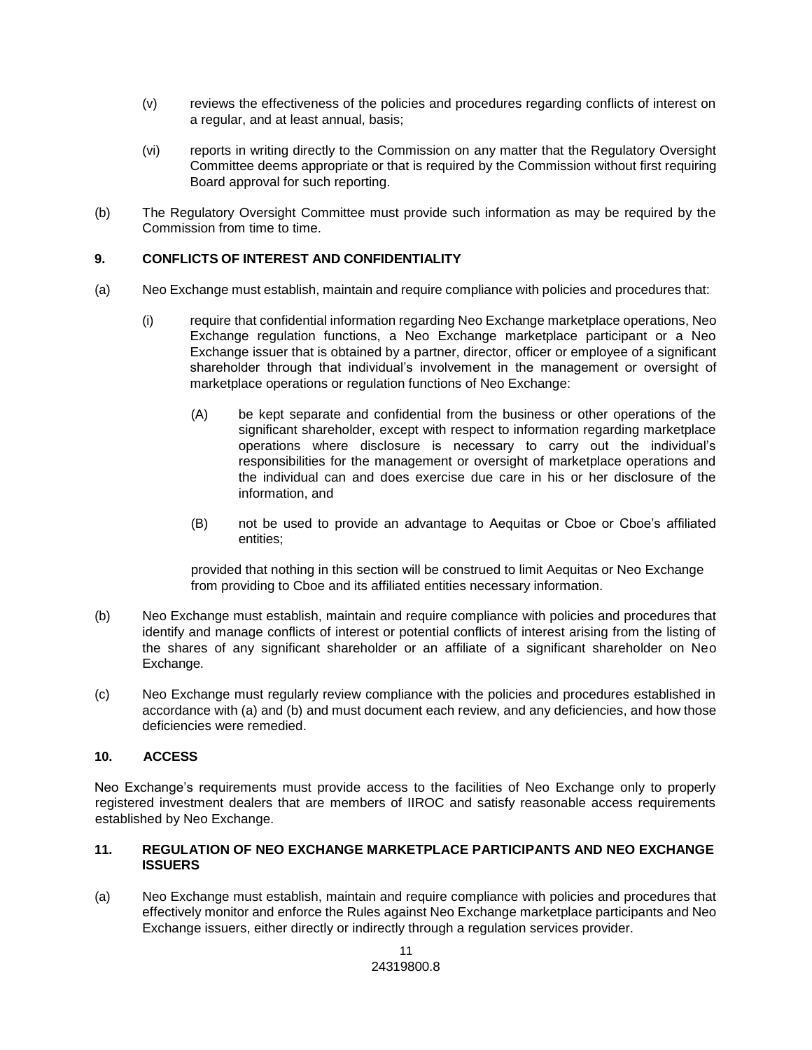(v) reviews the effectiveness of the policies and procedures regarding conflicts of interest on a regular, and at least annual, basis;

(vi) reports in writing directly to the Commission on any matter that the Regulatory Oversight Committee deems appropriate or that is required by the Commission without first requiring Board approval for such reporting.

(b) The Regulatory Oversight Committee must provide such information as may be required by the Commission from time to time.

### 9. CONFLICTS OF INTEREST AND CONFIDENTIALITY

(a) Neo Exchange must establish, maintain and require compliance with policies and procedures that:

(i) require that confidential information regarding Neo Exchange marketplace operations, Neo Exchange regulation functions, a Neo Exchange marketplace participant or a Neo Exchange issuer that is obtained by a partner, director, officer or employee of a significant shareholder through that individual's involvement in the management or oversight of marketplace operations or regulation functions of Neo Exchange:

(A) be kept separate and confidential from the business or other operations of the significant shareholder, except with respect to information regarding marketplace operations where disclosure is necessary to carry out the individual's responsibilities for the management or oversight of marketplace operations and the individual can and does exercise due care in his or her disclosure of the information, and

(B) not be used to provide an advantage to Aequitas or Cboe or Cboe's affiliated entities;

provided that nothing in this section will be construed to limit Aequitas or Neo Exchange from providing to Cboe and its affiliated entities necessary information.

(b) Neo Exchange must establish, maintain and require compliance with policies and procedures that identify and manage conflicts of interest or potential conflicts of interest arising from the listing of the shares of any significant shareholder or an affiliate of a significant shareholder on Neo Exchange.

(c) Neo Exchange must regularly review compliance with the policies and procedures established in accordance with (a) and (b) and must document each review, and any deficiencies, and how those deficiencies were remedied.

### 10. ACCESS

Neo Exchange's requirements must provide access to the facilities of Neo Exchange only to properly registered investment dealers that are members of IIROC and satisfy reasonable access requirements established by Neo Exchange.

### 11. REGULATION OF NEO EXCHANGE MARKETPLACE PARTICIPANTS AND NEO EXCHANGE ISSUERS

(a) Neo Exchange must establish, maintain and require compliance with policies and procedures that effectively monitor and enforce the Rules against Neo Exchange marketplace participants and Neo Exchange issuers, either directly or indirectly through a regulation services provider.

24319800.8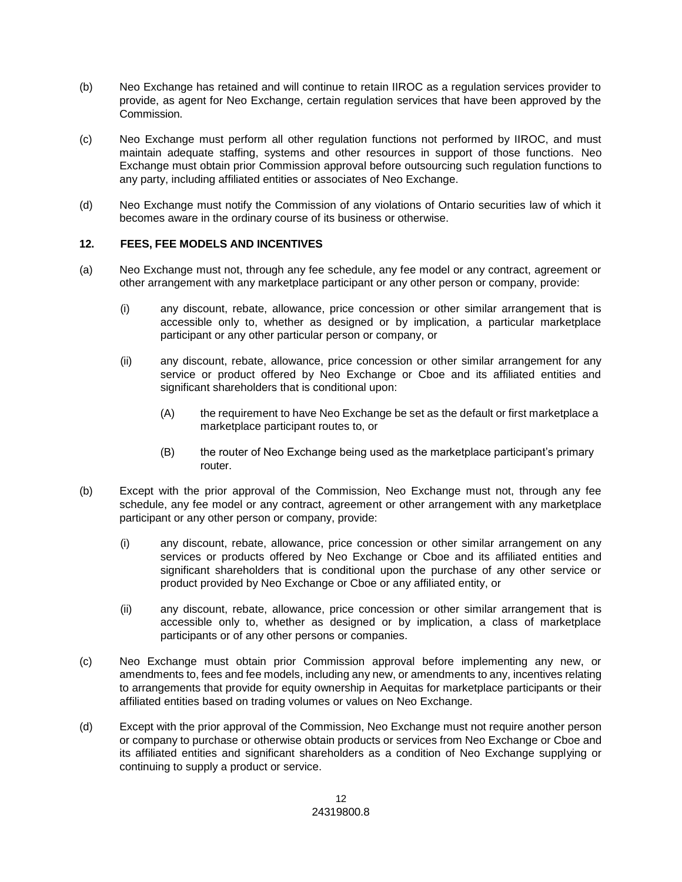(b) Neo Exchange has retained and will continue to retain IIROC as a regulation services provider to provide, as agent for Neo Exchange, certain regulation services that have been approved by the Commission.

(c) Neo Exchange must perform all other regulation functions not performed by IIROC, and must maintain adequate staffing, systems and other resources in support of those functions. Neo Exchange must obtain prior Commission approval before outsourcing such regulation functions to any party, including affiliated entities or associates of Neo Exchange.

(d) Neo Exchange must notify the Commission of any violations of Ontario securities law of which it becomes aware in the ordinary course of its business or otherwise.

## 12. FEES, FEE MODELS AND INCENTIVES

(a) Neo Exchange must not, through any fee schedule, any fee model or any contract, agreement or other arrangement with any marketplace participant or any other person or company, provide:

   (i) any discount, rebate, allowance, price concession or other similar arrangement that is accessible only to, whether as designed or by implication, a particular marketplace participant or any other particular person or company, or

   (ii) any discount, rebate, allowance, price concession or other similar arrangement for any service or product offered by Neo Exchange or Cboe and its affiliated entities and significant shareholders that is conditional upon:

      (A) the requirement to have Neo Exchange be set as the default or first marketplace a marketplace participant routes to, or

      (B) the router of Neo Exchange being used as the marketplace participant's primary router.

(b) Except with the prior approval of the Commission, Neo Exchange must not, through any fee schedule, any fee model or any contract, agreement or other arrangement with any marketplace participant or any other person or company, provide:

   (i) any discount, rebate, allowance, price concession or other similar arrangement on any services or products offered by Neo Exchange or Cboe and its affiliated entities and significant shareholders that is conditional upon the purchase of any other service or product provided by Neo Exchange or Cboe or any affiliated entity, or

   (ii) any discount, rebate, allowance, price concession or other similar arrangement that is accessible only to, whether as designed or by implication, a class of marketplace participants or of any other persons or companies.

(c) Neo Exchange must obtain prior Commission approval before implementing any new, or amendments to, fees and fee models, including any new, or amendments to any, incentives relating to arrangements that provide for equity ownership in Aequitas for marketplace participants or their affiliated entities based on trading volumes or values on Neo Exchange.

(d) Except with the prior approval of the Commission, Neo Exchange must not require another person or company to purchase or otherwise obtain products or services from Neo Exchange or Cboe and its affiliated entities and significant shareholders as a condition of Neo Exchange supplying or continuing to supply a product or service.

24319800.8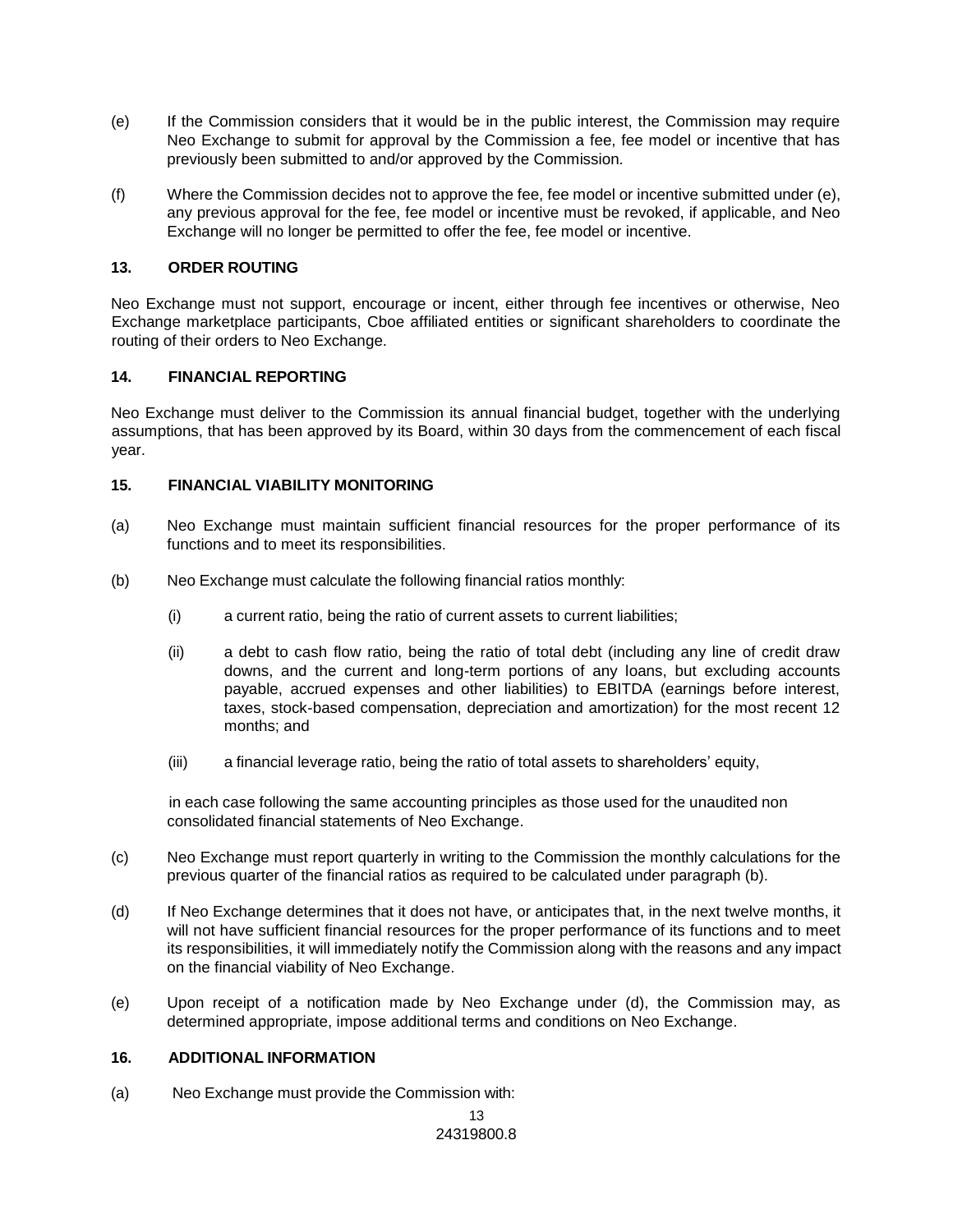(e) If the Commission considers that it would be in the public interest, the Commission may require Neo Exchange to submit for approval by the Commission a fee, fee model or incentive that has previously been submitted to and/or approved by the Commission.

(f) Where the Commission decides not to approve the fee, fee model or incentive submitted under (e), any previous approval for the fee, fee model or incentive must be revoked, if applicable, and Neo Exchange will no longer be permitted to offer the fee, fee model or incentive.

## 13. ORDER ROUTING

Neo Exchange must not support, encourage or incent, either through fee incentives or otherwise, Neo Exchange marketplace participants, Cboe affiliated entities or significant shareholders to coordinate the routing of their orders to Neo Exchange.

## 14. FINANCIAL REPORTING

Neo Exchange must deliver to the Commission its annual financial budget, together with the underlying assumptions, that has been approved by its Board, within 30 days from the commencement of each fiscal year.

## 15. FINANCIAL VIABILITY MONITORING

(a) Neo Exchange must maintain sufficient financial resources for the proper performance of its functions and to meet its responsibilities.

(b) Neo Exchange must calculate the following financial ratios monthly:

(i) a current ratio, being the ratio of current assets to current liabilities;

(ii) a debt to cash flow ratio, being the ratio of total debt (including any line of credit draw downs, and the current and long-term portions of any loans, but excluding accounts payable, accrued expenses and other liabilities) to EBITDA (earnings before interest, taxes, stock-based compensation, depreciation and amortization) for the most recent 12 months; and

(iii) a financial leverage ratio, being the ratio of total assets to shareholders' equity,

in each case following the same accounting principles as those used for the unaudited non consolidated financial statements of Neo Exchange.

(c) Neo Exchange must report quarterly in writing to the Commission the monthly calculations for the previous quarter of the financial ratios as required to be calculated under paragraph (b).

(d) If Neo Exchange determines that it does not have, or anticipates that, in the next twelve months, it will not have sufficient financial resources for the proper performance of its functions and to meet its responsibilities, it will immediately notify the Commission along with the reasons and any impact on the financial viability of Neo Exchange.

(e) Upon receipt of a notification made by Neo Exchange under (d), the Commission may, as determined appropriate, impose additional terms and conditions on Neo Exchange.

## 16. ADDITIONAL INFORMATION

(a) Neo Exchange must provide the Commission with:

24319800.8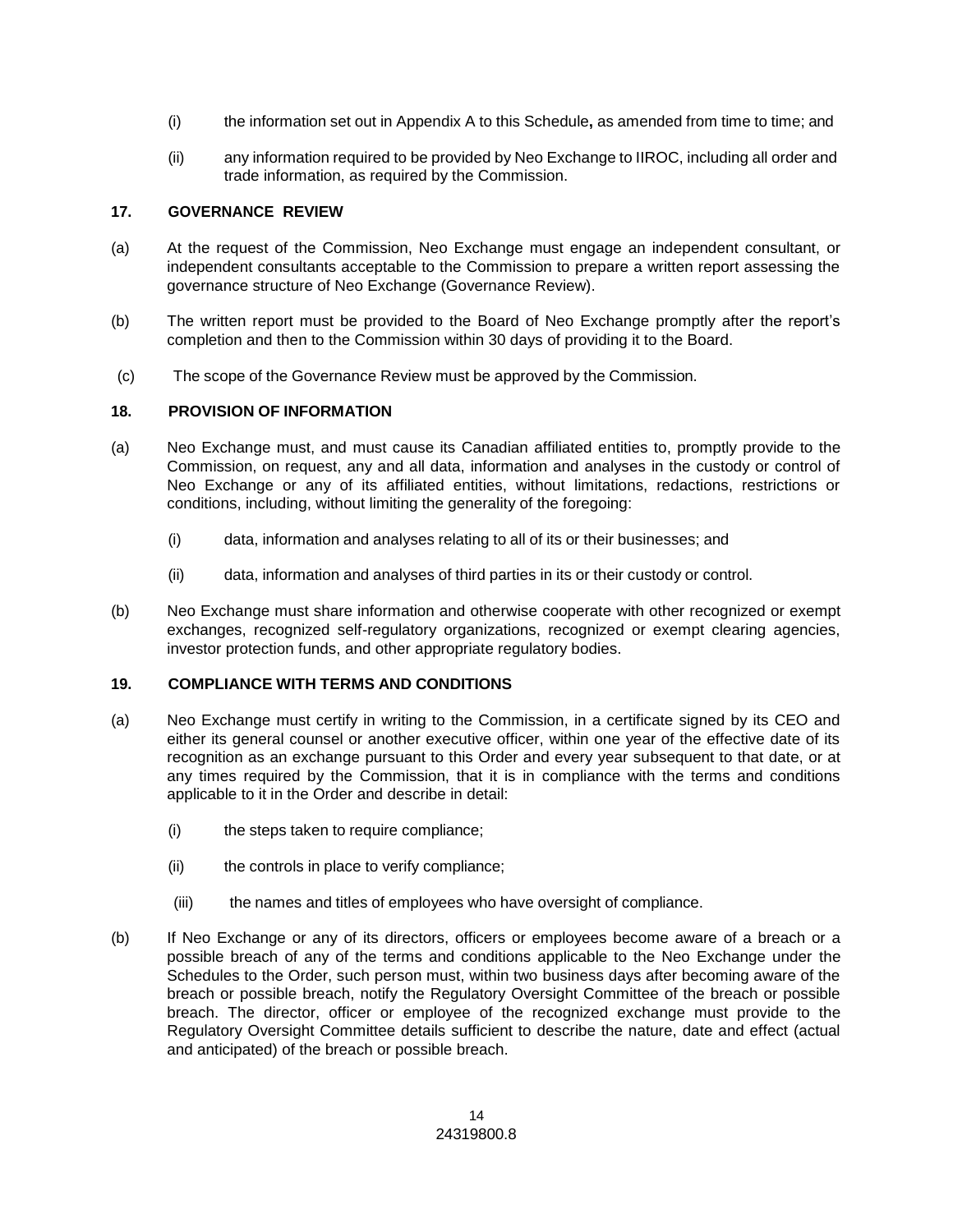(i) the information set out in Appendix A to this Schedule**,** as amended from time to time; and

(ii) any information required to be provided by Neo Exchange to IIROC, including all order and trade information, as required by the Commission.

### 17. GOVERNANCE REVIEW

(a) At the request of the Commission, Neo Exchange must engage an independent consultant, or independent consultants acceptable to the Commission to prepare a written report assessing the governance structure of Neo Exchange (Governance Review).

(b) The written report must be provided to the Board of Neo Exchange promptly after the report's completion and then to the Commission within 30 days of providing it to the Board.

(c) The scope of the Governance Review must be approved by the Commission.

### 18. PROVISION OF INFORMATION

(a) Neo Exchange must, and must cause its Canadian affiliated entities to, promptly provide to the Commission, on request, any and all data, information and analyses in the custody or control of Neo Exchange or any of its affiliated entities, without limitations, redactions, restrictions or conditions, including, without limiting the generality of the foregoing:

(i) data, information and analyses relating to all of its or their businesses; and

(ii) data, information and analyses of third parties in its or their custody or control.

(b) Neo Exchange must share information and otherwise cooperate with other recognized or exempt exchanges, recognized self-regulatory organizations, recognized or exempt clearing agencies, investor protection funds, and other appropriate regulatory bodies.

### 19. COMPLIANCE WITH TERMS AND CONDITIONS

(a) Neo Exchange must certify in writing to the Commission, in a certificate signed by its CEO and either its general counsel or another executive officer, within one year of the effective date of its recognition as an exchange pursuant to this Order and every year subsequent to that date, or at any times required by the Commission, that it is in compliance with the terms and conditions applicable to it in the Order and describe in detail:

(i) the steps taken to require compliance;

(ii) the controls in place to verify compliance;

(iii) the names and titles of employees who have oversight of compliance.

(b) If Neo Exchange or any of its directors, officers or employees become aware of a breach or a possible breach of any of the terms and conditions applicable to the Neo Exchange under the Schedules to the Order, such person must, within two business days after becoming aware of the breach or possible breach, notify the Regulatory Oversight Committee of the breach or possible breach. The director, officer or employee of the recognized exchange must provide to the Regulatory Oversight Committee details sufficient to describe the nature, date and effect (actual and anticipated) of the breach or possible breach.

24319800.8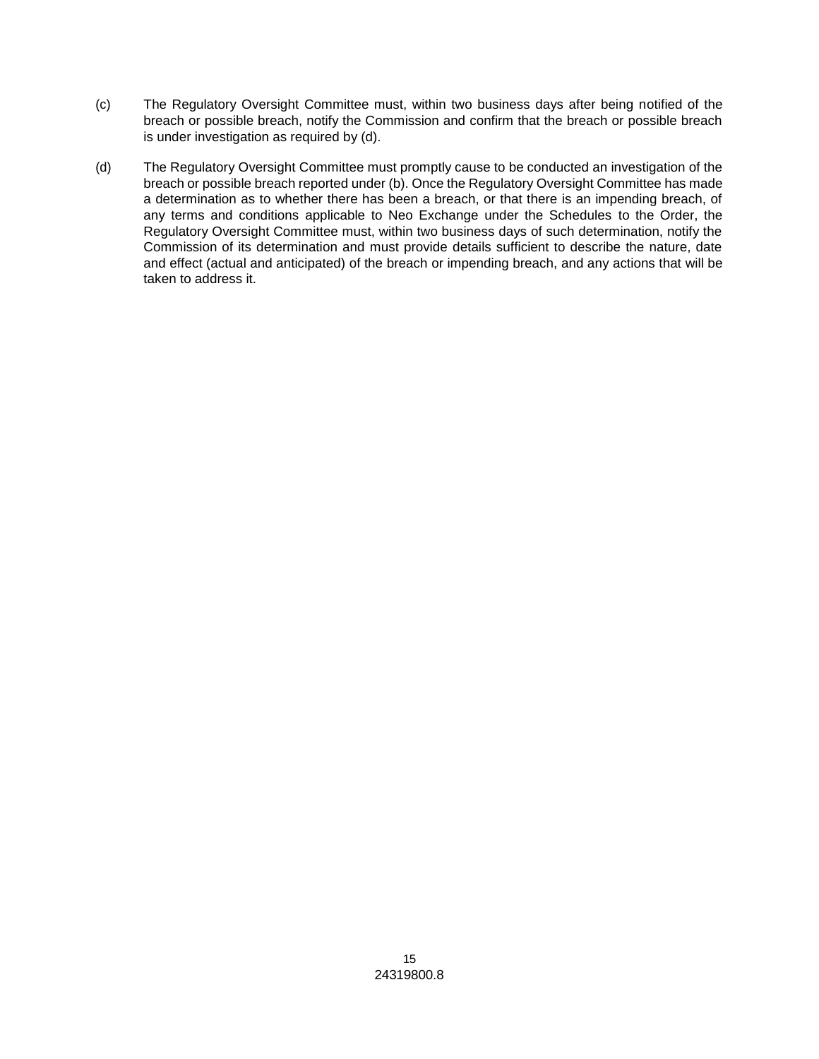(c) The Regulatory Oversight Committee must, within two business days after being notified of the breach or possible breach, notify the Commission and confirm that the breach or possible breach is under investigation as required by (d).

(d) The Regulatory Oversight Committee must promptly cause to be conducted an investigation of the breach or possible breach reported under (b). Once the Regulatory Oversight Committee has made a determination as to whether there has been a breach, or that there is an impending breach, of any terms and conditions applicable to Neo Exchange under the Schedules to the Order, the Regulatory Oversight Committee must, within two business days of such determination, notify the Commission of its determination and must provide details sufficient to describe the nature, date and effect (actual and anticipated) of the breach or impending breach, and any actions that will be taken to address it.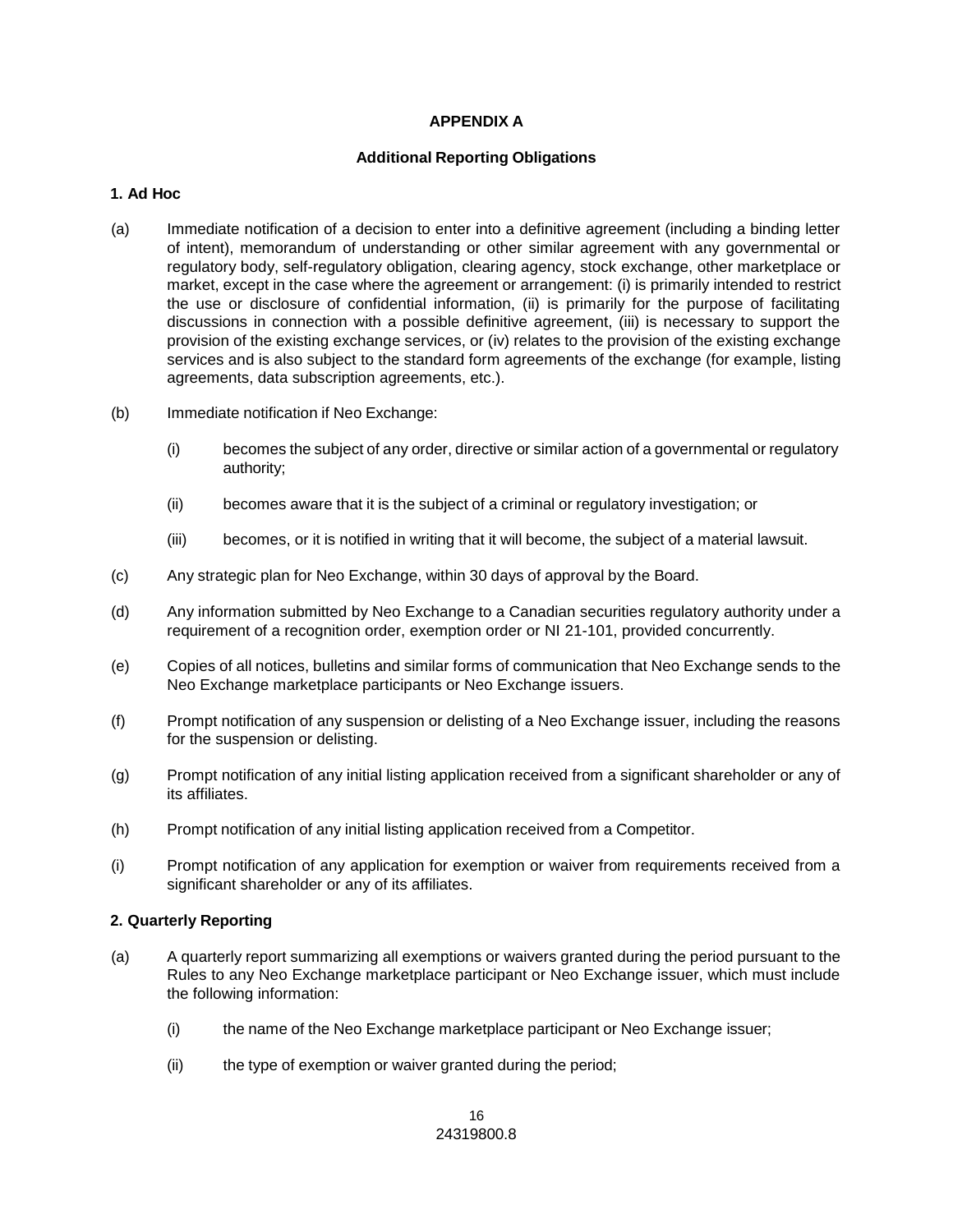**APPENDIX A**

**Additional Reporting Obligations**

**1. Ad Hoc**

(a) Immediate notification of a decision to enter into a definitive agreement (including a binding letter of intent), memorandum of understanding or other similar agreement with any governmental or regulatory body, self-regulatory obligation, clearing agency, stock exchange, other marketplace or market, except in the case where the agreement or arrangement: (i) is primarily intended to restrict the use or disclosure of confidential information, (ii) is primarily for the purpose of facilitating discussions in connection with a possible definitive agreement, (iii) is necessary to support the provision of the existing exchange services, or (iv) relates to the provision of the existing exchange services and is also subject to the standard form agreements of the exchange (for example, listing agreements, data subscription agreements, etc.).

(b) Immediate notification if Neo Exchange:

   (i) becomes the subject of any order, directive or similar action of a governmental or regulatory authority;

   (ii) becomes aware that it is the subject of a criminal or regulatory investigation; or

   (iii) becomes, or it is notified in writing that it will become, the subject of a material lawsuit.

(c) Any strategic plan for Neo Exchange, within 30 days of approval by the Board.

(d) Any information submitted by Neo Exchange to a Canadian securities regulatory authority under a requirement of a recognition order, exemption order or NI 21-101, provided concurrently.

(e) Copies of all notices, bulletins and similar forms of communication that Neo Exchange sends to the Neo Exchange marketplace participants or Neo Exchange issuers.

(f) Prompt notification of any suspension or delisting of a Neo Exchange issuer, including the reasons for the suspension or delisting.

(g) Prompt notification of any initial listing application received from a significant shareholder or any of its affiliates.

(h) Prompt notification of any initial listing application received from a Competitor.

(i) Prompt notification of any application for exemption or waiver from requirements received from a significant shareholder or any of its affiliates.

**2. Quarterly Reporting**

(a) A quarterly report summarizing all exemptions or waivers granted during the period pursuant to the Rules to any Neo Exchange marketplace participant or Neo Exchange issuer, which must include the following information:

   (i) the name of the Neo Exchange marketplace participant or Neo Exchange issuer;

   (ii) the type of exemption or waiver granted during the period;

24319800.8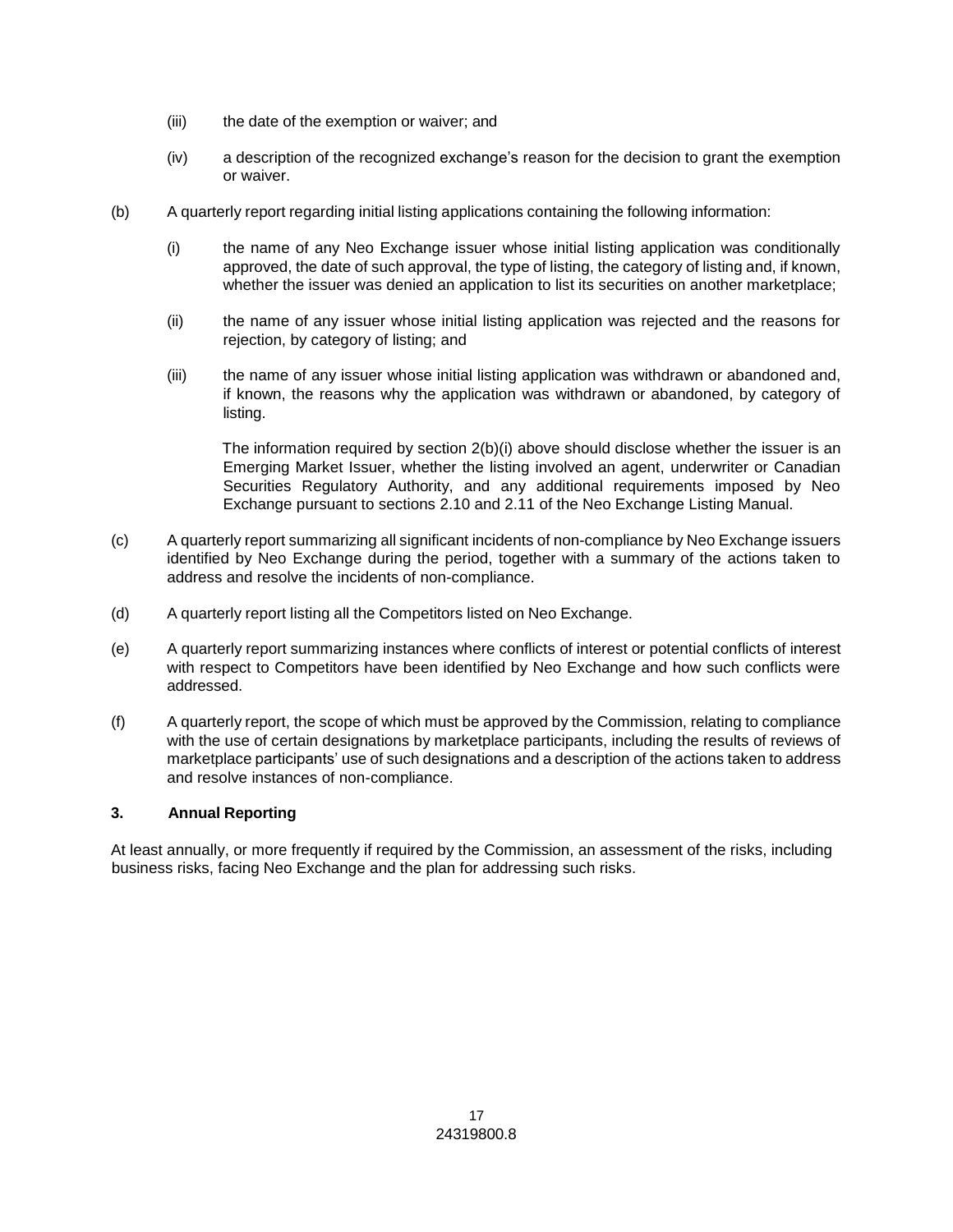(iii) the date of the exemption or waiver; and

(iv) a description of the recognized exchange's reason for the decision to grant the exemption or waiver.

(b) A quarterly report regarding initial listing applications containing the following information:

(i) the name of any Neo Exchange issuer whose initial listing application was conditionally approved, the date of such approval, the type of listing, the category of listing and, if known, whether the issuer was denied an application to list its securities on another marketplace;

(ii) the name of any issuer whose initial listing application was rejected and the reasons for rejection, by category of listing; and

(iii) the name of any issuer whose initial listing application was withdrawn or abandoned and, if known, the reasons why the application was withdrawn or abandoned, by category of listing.

The information required by section 2(b)(i) above should disclose whether the issuer is an Emerging Market Issuer, whether the listing involved an agent, underwriter or Canadian Securities Regulatory Authority, and any additional requirements imposed by Neo Exchange pursuant to sections 2.10 and 2.11 of the Neo Exchange Listing Manual.

(c) A quarterly report summarizing all significant incidents of non-compliance by Neo Exchange issuers identified by Neo Exchange during the period, together with a summary of the actions taken to address and resolve the incidents of non-compliance.

(d) A quarterly report listing all the Competitors listed on Neo Exchange.

(e) A quarterly report summarizing instances where conflicts of interest or potential conflicts of interest with respect to Competitors have been identified by Neo Exchange and how such conflicts were addressed.

(f) A quarterly report, the scope of which must be approved by the Commission, relating to compliance with the use of certain designations by marketplace participants, including the results of reviews of marketplace participants' use of such designations and a description of the actions taken to address and resolve instances of non-compliance.

### 3. Annual Reporting

At least annually, or more frequently if required by the Commission, an assessment of the risks, including business risks, facing Neo Exchange and the plan for addressing such risks.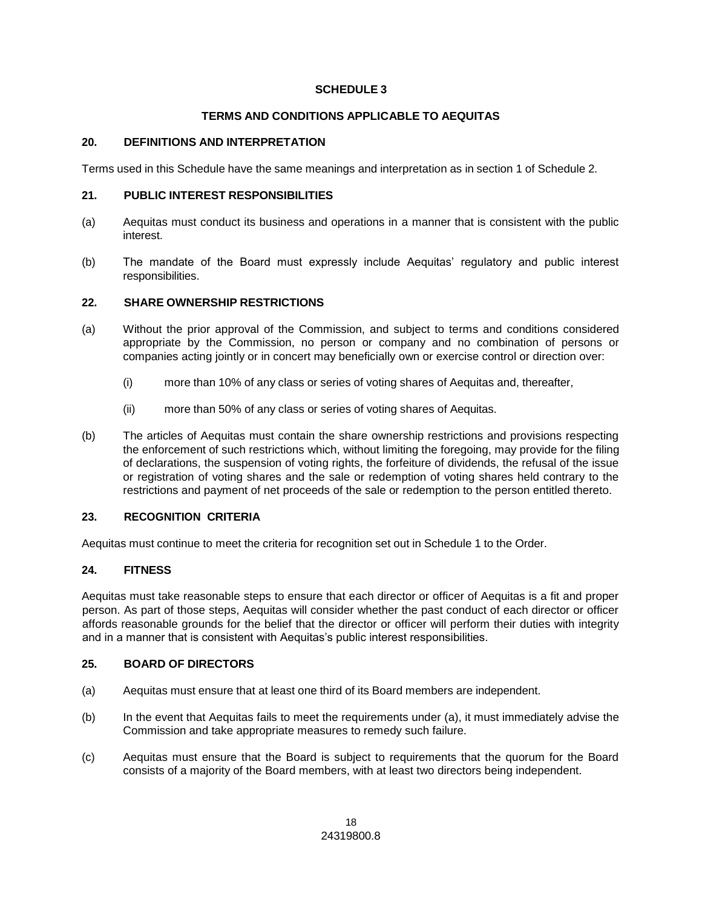## SCHEDULE 3

## TERMS AND CONDITIONS APPLICABLE TO AEQUITAS

### 20. DEFINITIONS AND INTERPRETATION

Terms used in this Schedule have the same meanings and interpretation as in section 1 of Schedule 2.

### 21. PUBLIC INTEREST RESPONSIBILITIES

(a) Aequitas must conduct its business and operations in a manner that is consistent with the public interest.

(b) The mandate of the Board must expressly include Aequitas' regulatory and public interest responsibilities.

### 22. SHARE OWNERSHIP RESTRICTIONS

(a) Without the prior approval of the Commission, and subject to terms and conditions considered appropriate by the Commission, no person or company and no combination of persons or companies acting jointly or in concert may beneficially own or exercise control or direction over:

  (i) more than 10% of any class or series of voting shares of Aequitas and, thereafter,

  (ii) more than 50% of any class or series of voting shares of Aequitas.

(b) The articles of Aequitas must contain the share ownership restrictions and provisions respecting the enforcement of such restrictions which, without limiting the foregoing, may provide for the filing of declarations, the suspension of voting rights, the forfeiture of dividends, the refusal of the issue or registration of voting shares and the sale or redemption of voting shares held contrary to the restrictions and payment of net proceeds of the sale or redemption to the person entitled thereto.

### 23. RECOGNITION CRITERIA

Aequitas must continue to meet the criteria for recognition set out in Schedule 1 to the Order.

### 24. FITNESS

Aequitas must take reasonable steps to ensure that each director or officer of Aequitas is a fit and proper person. As part of those steps, Aequitas will consider whether the past conduct of each director or officer affords reasonable grounds for the belief that the director or officer will perform their duties with integrity and in a manner that is consistent with Aequitas's public interest responsibilities.

### 25. BOARD OF DIRECTORS

(a) Aequitas must ensure that at least one third of its Board members are independent.

(b) In the event that Aequitas fails to meet the requirements under (a), it must immediately advise the Commission and take appropriate measures to remedy such failure.

(c) Aequitas must ensure that the Board is subject to requirements that the quorum for the Board consists of a majority of the Board members, with at least two directors being independent.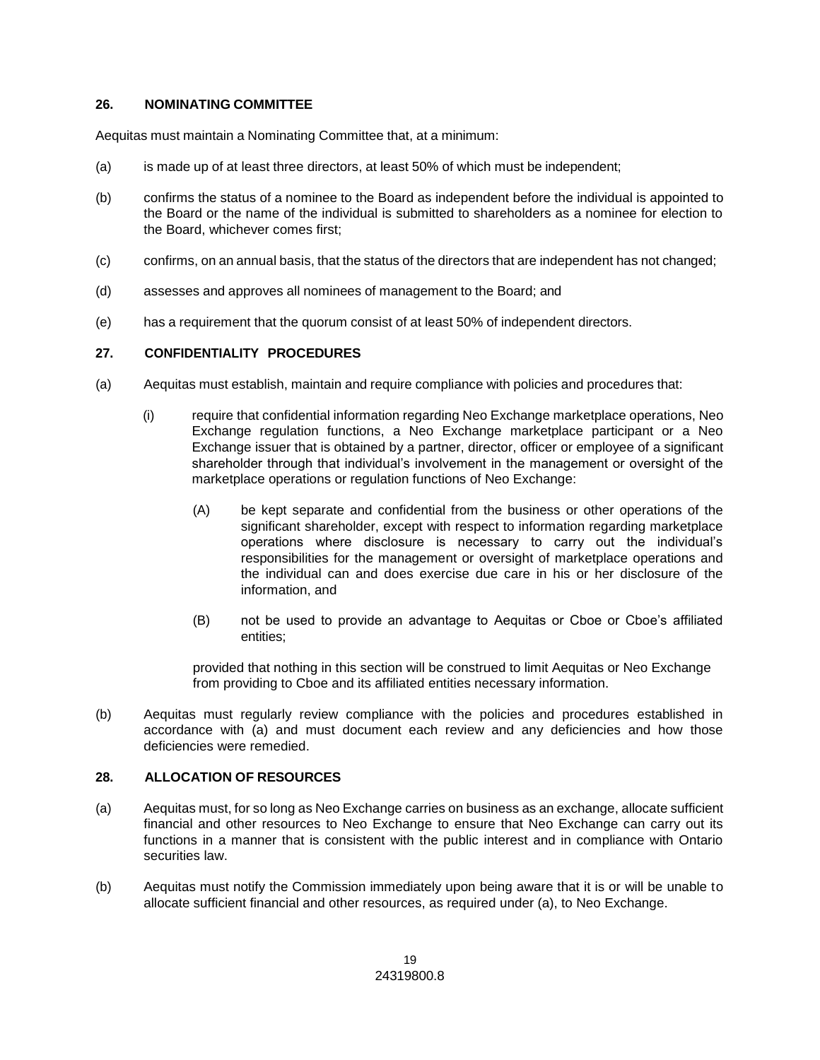## 26. NOMINATING COMMITTEE

Aequitas must maintain a Nominating Committee that, at a minimum:

(a) is made up of at least three directors, at least 50% of which must be independent;

(b) confirms the status of a nominee to the Board as independent before the individual is appointed to the Board or the name of the individual is submitted to shareholders as a nominee for election to the Board, whichever comes first;

(c) confirms, on an annual basis, that the status of the directors that are independent has not changed;

(d) assesses and approves all nominees of management to the Board; and

(e) has a requirement that the quorum consist of at least 50% of independent directors.

## 27. CONFIDENTIALITY PROCEDURES

(a) Aequitas must establish, maintain and require compliance with policies and procedures that:

  (i) require that confidential information regarding Neo Exchange marketplace operations, Neo Exchange regulation functions, a Neo Exchange marketplace participant or a Neo Exchange issuer that is obtained by a partner, director, officer or employee of a significant shareholder through that individual's involvement in the management or oversight of the marketplace operations or regulation functions of Neo Exchange:

    (A) be kept separate and confidential from the business or other operations of the significant shareholder, except with respect to information regarding marketplace operations where disclosure is necessary to carry out the individual's responsibilities for the management or oversight of marketplace operations and the individual can and does exercise due care in his or her disclosure of the information, and

    (B) not be used to provide an advantage to Aequitas or Cboe or Cboe's affiliated entities;

  provided that nothing in this section will be construed to limit Aequitas or Neo Exchange from providing to Cboe and its affiliated entities necessary information.

(b) Aequitas must regularly review compliance with the policies and procedures established in accordance with (a) and must document each review and any deficiencies and how those deficiencies were remedied.

## 28. ALLOCATION OF RESOURCES

(a) Aequitas must, for so long as Neo Exchange carries on business as an exchange, allocate sufficient financial and other resources to Neo Exchange to ensure that Neo Exchange can carry out its functions in a manner that is consistent with the public interest and in compliance with Ontario securities law.

(b) Aequitas must notify the Commission immediately upon being aware that it is or will be unable to allocate sufficient financial and other resources, as required under (a), to Neo Exchange.

24319800.8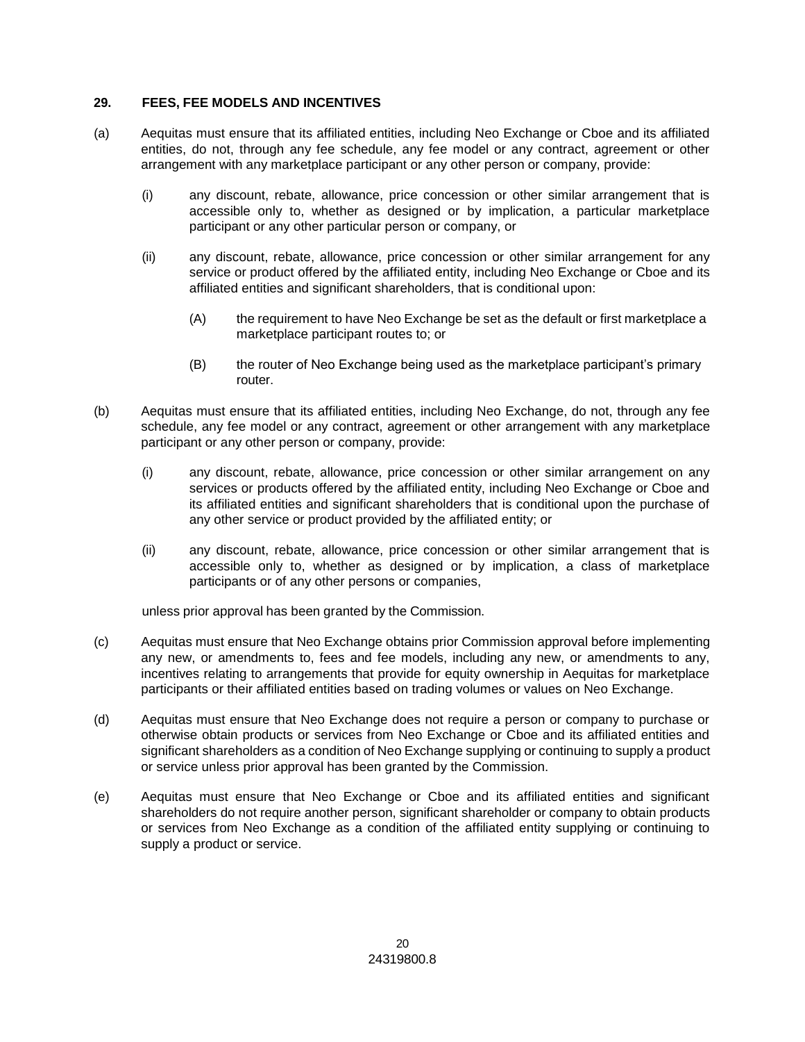## 29. FEES, FEE MODELS AND INCENTIVES

(a) Aequitas must ensure that its affiliated entities, including Neo Exchange or Cboe and its affiliated entities, do not, through any fee schedule, any fee model or any contract, agreement or other arrangement with any marketplace participant or any other person or company, provide:

(i) any discount, rebate, allowance, price concession or other similar arrangement that is accessible only to, whether as designed or by implication, a particular marketplace participant or any other particular person or company, or

(ii) any discount, rebate, allowance, price concession or other similar arrangement for any service or product offered by the affiliated entity, including Neo Exchange or Cboe and its affiliated entities and significant shareholders, that is conditional upon:

(A) the requirement to have Neo Exchange be set as the default or first marketplace a marketplace participant routes to; or

(B) the router of Neo Exchange being used as the marketplace participant's primary router.

(b) Aequitas must ensure that its affiliated entities, including Neo Exchange, do not, through any fee schedule, any fee model or any contract, agreement or other arrangement with any marketplace participant or any other person or company, provide:

(i) any discount, rebate, allowance, price concession or other similar arrangement on any services or products offered by the affiliated entity, including Neo Exchange or Cboe and its affiliated entities and significant shareholders that is conditional upon the purchase of any other service or product provided by the affiliated entity; or

(ii) any discount, rebate, allowance, price concession or other similar arrangement that is accessible only to, whether as designed or by implication, a class of marketplace participants or of any other persons or companies,

unless prior approval has been granted by the Commission.

(c) Aequitas must ensure that Neo Exchange obtains prior Commission approval before implementing any new, or amendments to, fees and fee models, including any new, or amendments to any, incentives relating to arrangements that provide for equity ownership in Aequitas for marketplace participants or their affiliated entities based on trading volumes or values on Neo Exchange.

(d) Aequitas must ensure that Neo Exchange does not require a person or company to purchase or otherwise obtain products or services from Neo Exchange or Cboe and its affiliated entities and significant shareholders as a condition of Neo Exchange supplying or continuing to supply a product or service unless prior approval has been granted by the Commission.

(e) Aequitas must ensure that Neo Exchange or Cboe and its affiliated entities and significant shareholders do not require another person, significant shareholder or company to obtain products or services from Neo Exchange as a condition of the affiliated entity supplying or continuing to supply a product or service.

24319800.8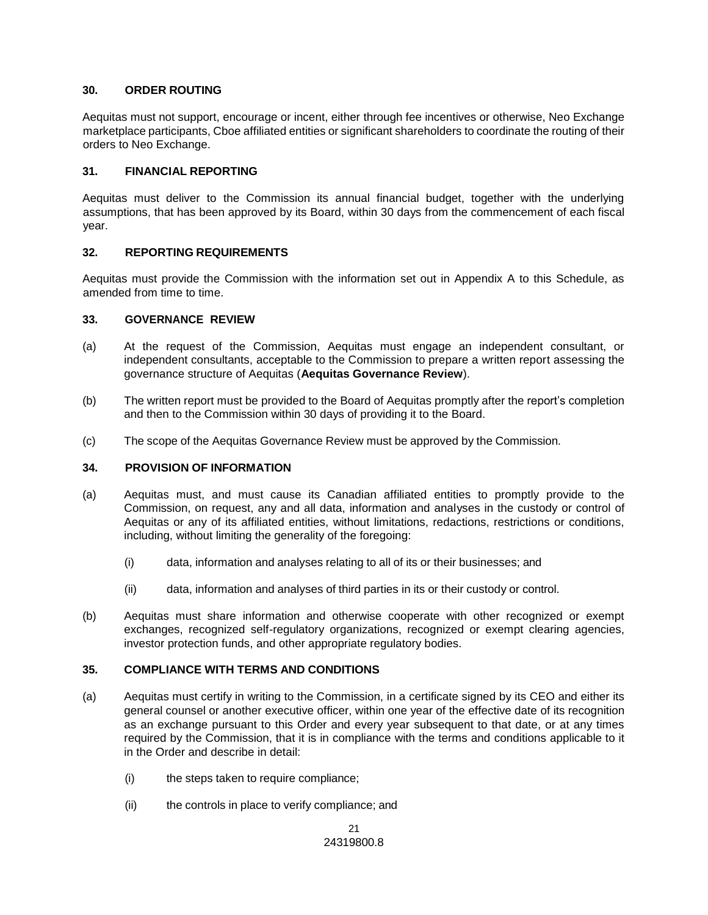### 30. ORDER ROUTING

Aequitas must not support, encourage or incent, either through fee incentives or otherwise, Neo Exchange marketplace participants, Cboe affiliated entities or significant shareholders to coordinate the routing of their orders to Neo Exchange.

### 31. FINANCIAL REPORTING

Aequitas must deliver to the Commission its annual financial budget, together with the underlying assumptions, that has been approved by its Board, within 30 days from the commencement of each fiscal year.

### 32. REPORTING REQUIREMENTS

Aequitas must provide the Commission with the information set out in Appendix A to this Schedule, as amended from time to time.

### 33. GOVERNANCE REVIEW

(a) At the request of the Commission, Aequitas must engage an independent consultant, or independent consultants, acceptable to the Commission to prepare a written report assessing the governance structure of Aequitas (**Aequitas Governance Review**).

(b) The written report must be provided to the Board of Aequitas promptly after the report's completion and then to the Commission within 30 days of providing it to the Board.

(c) The scope of the Aequitas Governance Review must be approved by the Commission.

### 34. PROVISION OF INFORMATION

(a) Aequitas must, and must cause its Canadian affiliated entities to promptly provide to the Commission, on request, any and all data, information and analyses in the custody or control of Aequitas or any of its affiliated entities, without limitations, redactions, restrictions or conditions, including, without limiting the generality of the foregoing:

   (i) data, information and analyses relating to all of its or their businesses; and

   (ii) data, information and analyses of third parties in its or their custody or control.

(b) Aequitas must share information and otherwise cooperate with other recognized or exempt exchanges, recognized self-regulatory organizations, recognized or exempt clearing agencies, investor protection funds, and other appropriate regulatory bodies.

### 35. COMPLIANCE WITH TERMS AND CONDITIONS

(a) Aequitas must certify in writing to the Commission, in a certificate signed by its CEO and either its general counsel or another executive officer, within one year of the effective date of its recognition as an exchange pursuant to this Order and every year subsequent to that date, or at any times required by the Commission, that it is in compliance with the terms and conditions applicable to it in the Order and describe in detail:

   (i) the steps taken to require compliance;

   (ii) the controls in place to verify compliance; and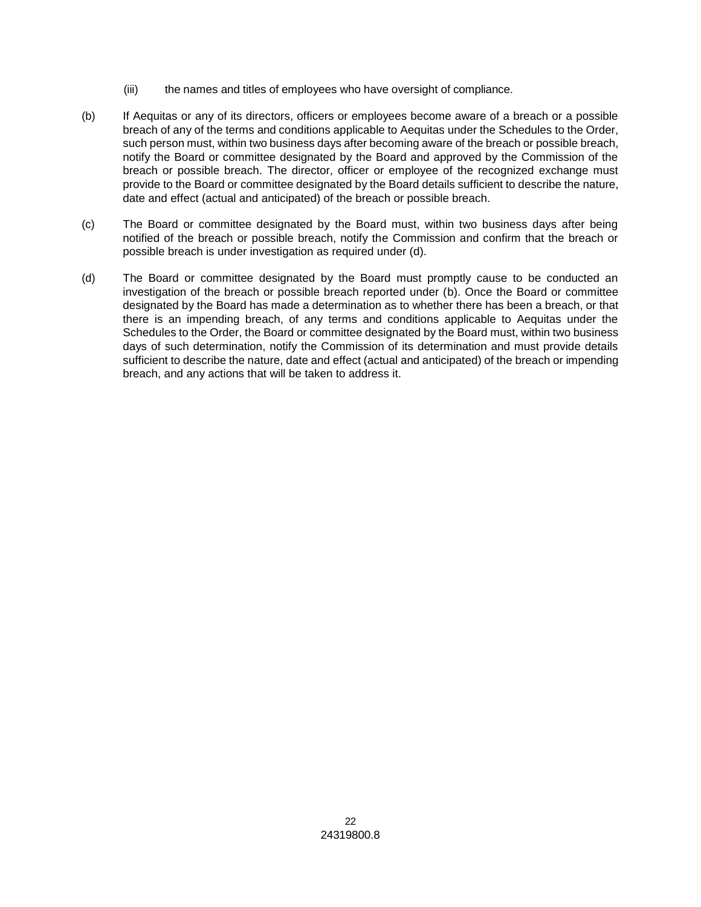(iii) the names and titles of employees who have oversight of compliance.

(b) If Aequitas or any of its directors, officers or employees become aware of a breach or a possible breach of any of the terms and conditions applicable to Aequitas under the Schedules to the Order, such person must, within two business days after becoming aware of the breach or possible breach, notify the Board or committee designated by the Board and approved by the Commission of the breach or possible breach. The director, officer or employee of the recognized exchange must provide to the Board or committee designated by the Board details sufficient to describe the nature, date and effect (actual and anticipated) of the breach or possible breach.

(c) The Board or committee designated by the Board must, within two business days after being notified of the breach or possible breach, notify the Commission and confirm that the breach or possible breach is under investigation as required under (d).

(d) The Board or committee designated by the Board must promptly cause to be conducted an investigation of the breach or possible breach reported under (b). Once the Board or committee designated by the Board has made a determination as to whether there has been a breach, or that there is an impending breach, of any terms and conditions applicable to Aequitas under the Schedules to the Order, the Board or committee designated by the Board must, within two business days of such determination, notify the Commission of its determination and must provide details sufficient to describe the nature, date and effect (actual and anticipated) of the breach or impending breach, and any actions that will be taken to address it.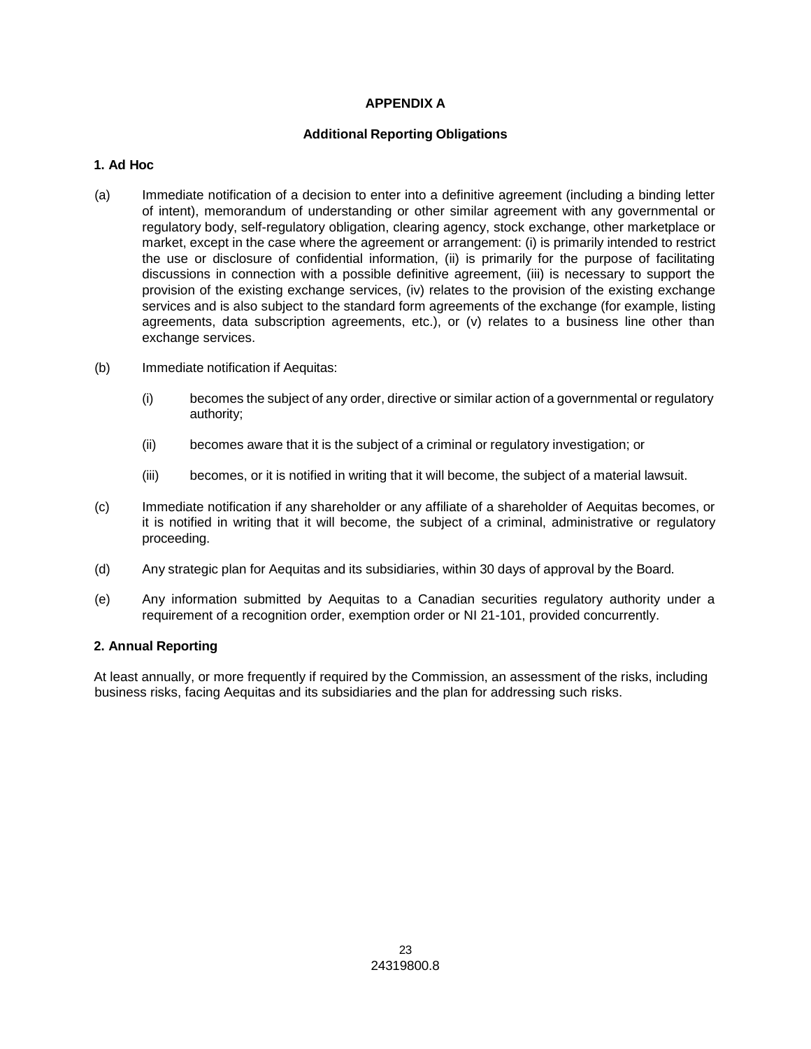# APPENDIX A

## Additional Reporting Obligations

### 1. Ad Hoc

(a) Immediate notification of a decision to enter into a definitive agreement (including a binding letter of intent), memorandum of understanding or other similar agreement with any governmental or regulatory body, self-regulatory obligation, clearing agency, stock exchange, other marketplace or market, except in the case where the agreement or arrangement: (i) is primarily intended to restrict the use or disclosure of confidential information, (ii) is primarily for the purpose of facilitating discussions in connection with a possible definitive agreement, (iii) is necessary to support the provision of the existing exchange services, (iv) relates to the provision of the existing exchange services and is also subject to the standard form agreements of the exchange (for example, listing agreements, data subscription agreements, etc.), or (v) relates to a business line other than exchange services.

(b) Immediate notification if Aequitas:

- (i) becomes the subject of any order, directive or similar action of a governmental or regulatory authority;
- (ii) becomes aware that it is the subject of a criminal or regulatory investigation; or
- (iii) becomes, or it is notified in writing that it will become, the subject of a material lawsuit.

(c) Immediate notification if any shareholder or any affiliate of a shareholder of Aequitas becomes, or it is notified in writing that it will become, the subject of a criminal, administrative or regulatory proceeding.

(d) Any strategic plan for Aequitas and its subsidiaries, within 30 days of approval by the Board.

(e) Any information submitted by Aequitas to a Canadian securities regulatory authority under a requirement of a recognition order, exemption order or NI 21-101, provided concurrently.

### 2. Annual Reporting

At least annually, or more frequently if required by the Commission, an assessment of the risks, including business risks, facing Aequitas and its subsidiaries and the plan for addressing such risks.

24319800.8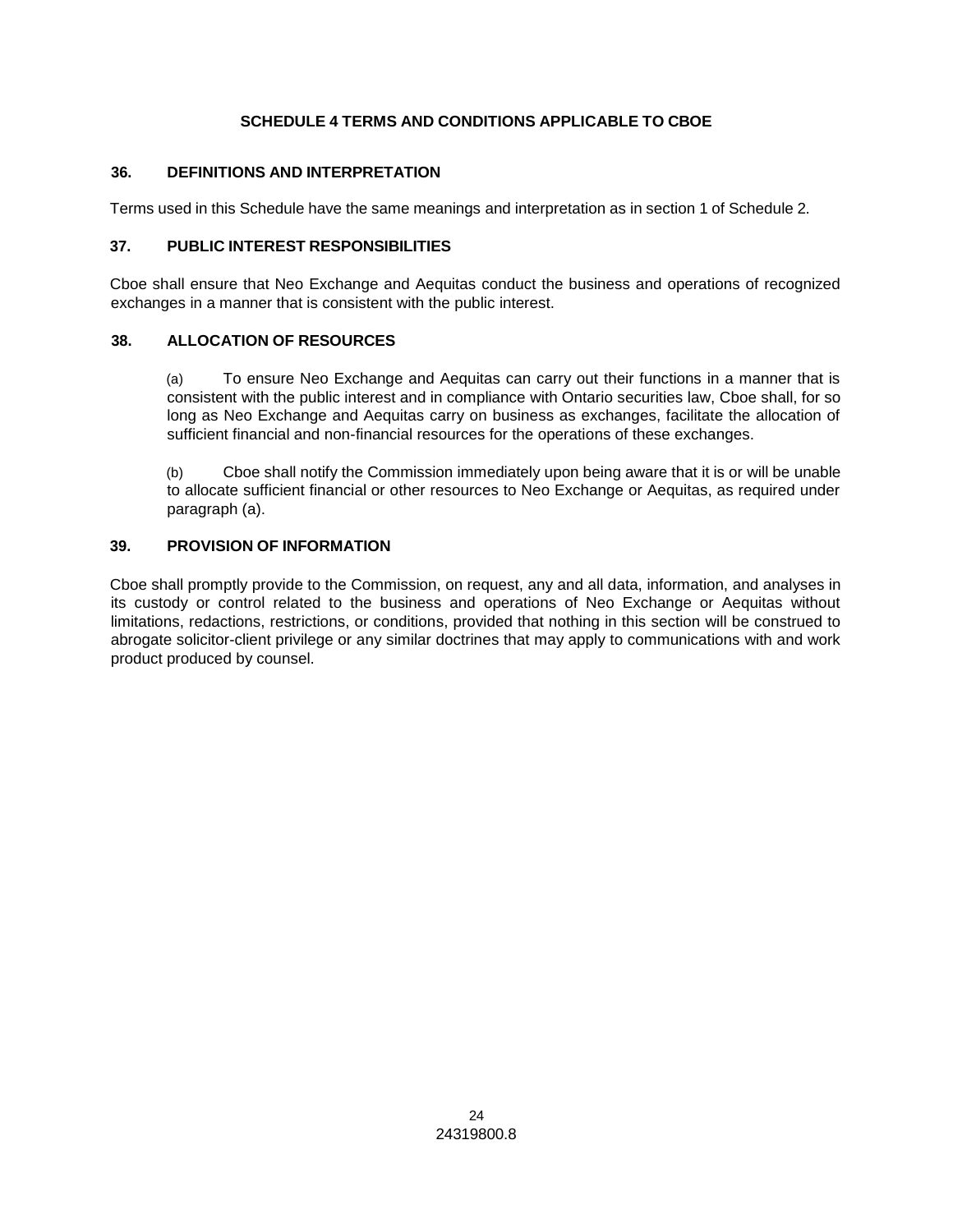## SCHEDULE 4 TERMS AND CONDITIONS APPLICABLE TO CBOE

### 36. DEFINITIONS AND INTERPRETATION

Terms used in this Schedule have the same meanings and interpretation as in section 1 of Schedule 2.

### 37. PUBLIC INTEREST RESPONSIBILITIES

Cboe shall ensure that Neo Exchange and Aequitas conduct the business and operations of recognized exchanges in a manner that is consistent with the public interest.

### 38. ALLOCATION OF RESOURCES

(a) To ensure Neo Exchange and Aequitas can carry out their functions in a manner that is consistent with the public interest and in compliance with Ontario securities law, Cboe shall, for so long as Neo Exchange and Aequitas carry on business as exchanges, facilitate the allocation of sufficient financial and non-financial resources for the operations of these exchanges.

(b) Cboe shall notify the Commission immediately upon being aware that it is or will be unable to allocate sufficient financial or other resources to Neo Exchange or Aequitas, as required under paragraph (a).

### 39. PROVISION OF INFORMATION

Cboe shall promptly provide to the Commission, on request, any and all data, information, and analyses in its custody or control related to the business and operations of Neo Exchange or Aequitas without limitations, redactions, restrictions, or conditions, provided that nothing in this section will be construed to abrogate solicitor-client privilege or any similar doctrines that may apply to communications with and work product produced by counsel.

24319800.8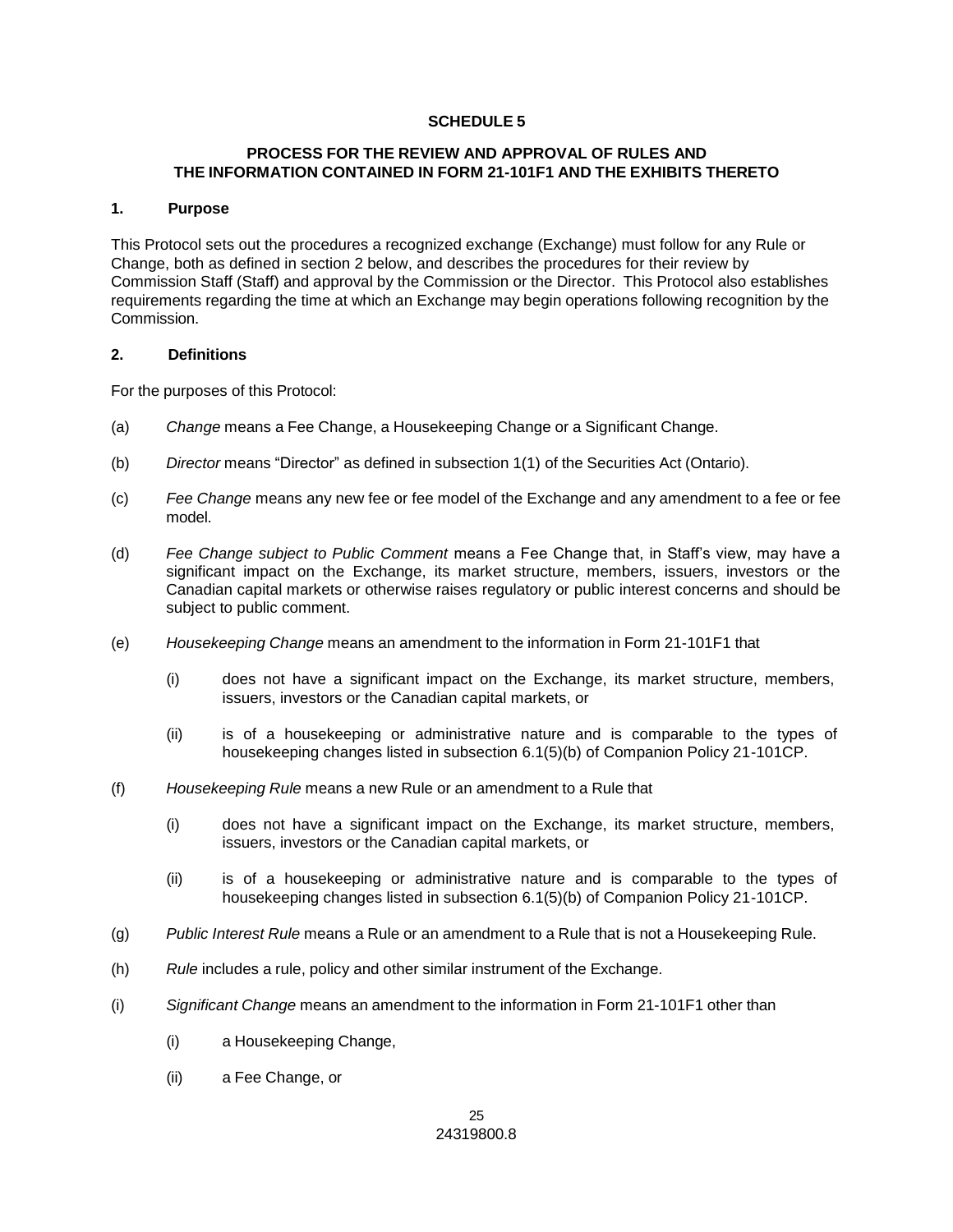## SCHEDULE 5

## PROCESS FOR THE REVIEW AND APPROVAL OF RULES AND THE INFORMATION CONTAINED IN FORM 21-101F1 AND THE EXHIBITS THERETO

### 1. Purpose

This Protocol sets out the procedures a recognized exchange (Exchange) must follow for any Rule or Change, both as defined in section 2 below, and describes the procedures for their review by Commission Staff (Staff) and approval by the Commission or the Director. This Protocol also establishes requirements regarding the time at which an Exchange may begin operations following recognition by the Commission.

### 2. Definitions

For the purposes of this Protocol:

(a) *Change* means a Fee Change, a Housekeeping Change or a Significant Change.

(b) *Director* means "Director" as defined in subsection 1(1) of the Securities Act (Ontario).

(c) *Fee Change* means any new fee or fee model of the Exchange and any amendment to a fee or fee model.

(d) *Fee Change subject to Public Comment* means a Fee Change that, in Staff's view, may have a significant impact on the Exchange, its market structure, members, issuers, investors or the Canadian capital markets or otherwise raises regulatory or public interest concerns and should be subject to public comment.

(e) *Housekeeping Change* means an amendment to the information in Form 21-101F1 that

(i) does not have a significant impact on the Exchange, its market structure, members, issuers, investors or the Canadian capital markets, or

(ii) is of a housekeeping or administrative nature and is comparable to the types of housekeeping changes listed in subsection 6.1(5)(b) of Companion Policy 21-101CP.

(f) *Housekeeping Rule* means a new Rule or an amendment to a Rule that

(i) does not have a significant impact on the Exchange, its market structure, members, issuers, investors or the Canadian capital markets, or

(ii) is of a housekeeping or administrative nature and is comparable to the types of housekeeping changes listed in subsection 6.1(5)(b) of Companion Policy 21-101CP.

(g) *Public Interest Rule* means a Rule or an amendment to a Rule that is not a Housekeeping Rule.

(h) *Rule* includes a rule, policy and other similar instrument of the Exchange.

(i) *Significant Change* means an amendment to the information in Form 21-101F1 other than

(i) a Housekeeping Change,

(ii) a Fee Change, or

24319800.8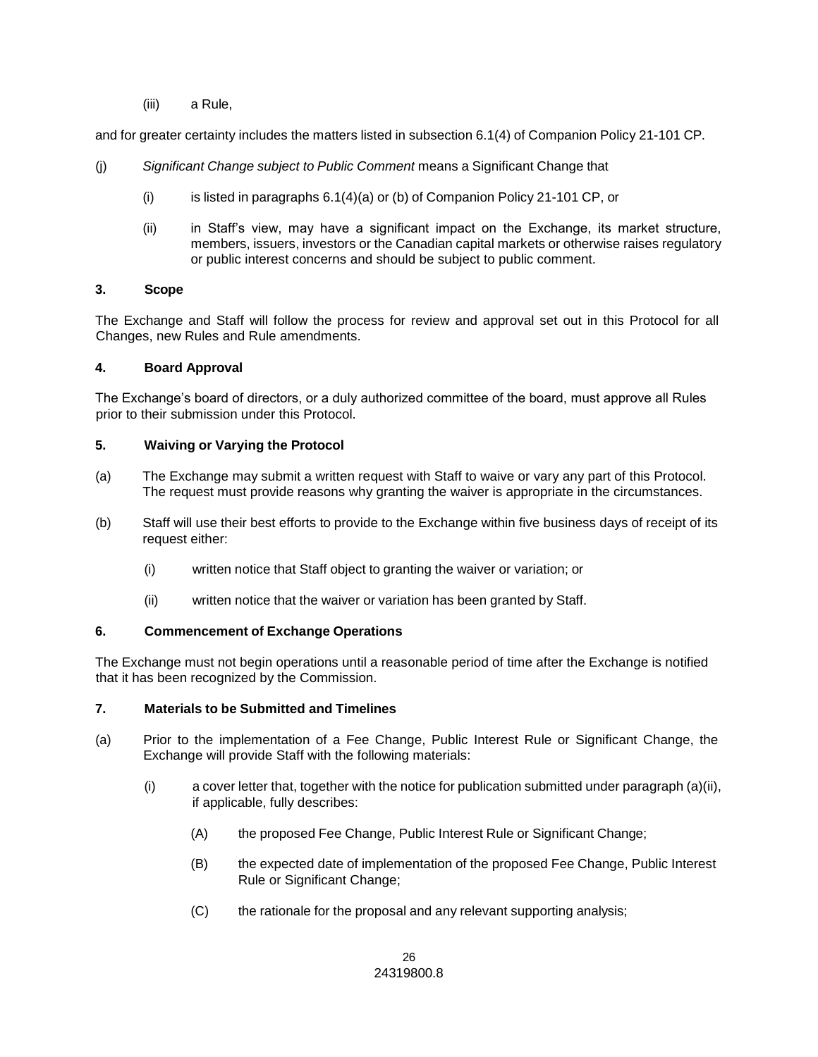(iii) a Rule,

and for greater certainty includes the matters listed in subsection 6.1(4) of Companion Policy 21-101 CP.

(j) *Significant Change subject to Public Comment* means a Significant Change that

(i) is listed in paragraphs 6.1(4)(a) or (b) of Companion Policy 21-101 CP, or

(ii) in Staff's view, may have a significant impact on the Exchange, its market structure, members, issuers, investors or the Canadian capital markets or otherwise raises regulatory or public interest concerns and should be subject to public comment.

### 3. Scope

The Exchange and Staff will follow the process for review and approval set out in this Protocol for all Changes, new Rules and Rule amendments.

### 4. Board Approval

The Exchange's board of directors, or a duly authorized committee of the board, must approve all Rules prior to their submission under this Protocol.

### 5. Waiving or Varying the Protocol

(a) The Exchange may submit a written request with Staff to waive or vary any part of this Protocol. The request must provide reasons why granting the waiver is appropriate in the circumstances.

(b) Staff will use their best efforts to provide to the Exchange within five business days of receipt of its request either:

(i) written notice that Staff object to granting the waiver or variation; or

(ii) written notice that the waiver or variation has been granted by Staff.

### 6. Commencement of Exchange Operations

The Exchange must not begin operations until a reasonable period of time after the Exchange is notified that it has been recognized by the Commission.

### 7. Materials to be Submitted and Timelines

(a) Prior to the implementation of a Fee Change, Public Interest Rule or Significant Change, the Exchange will provide Staff with the following materials:

(i) a cover letter that, together with the notice for publication submitted under paragraph (a)(ii), if applicable, fully describes:

(A) the proposed Fee Change, Public Interest Rule or Significant Change;

(B) the expected date of implementation of the proposed Fee Change, Public Interest Rule or Significant Change;

(C) the rationale for the proposal and any relevant supporting analysis;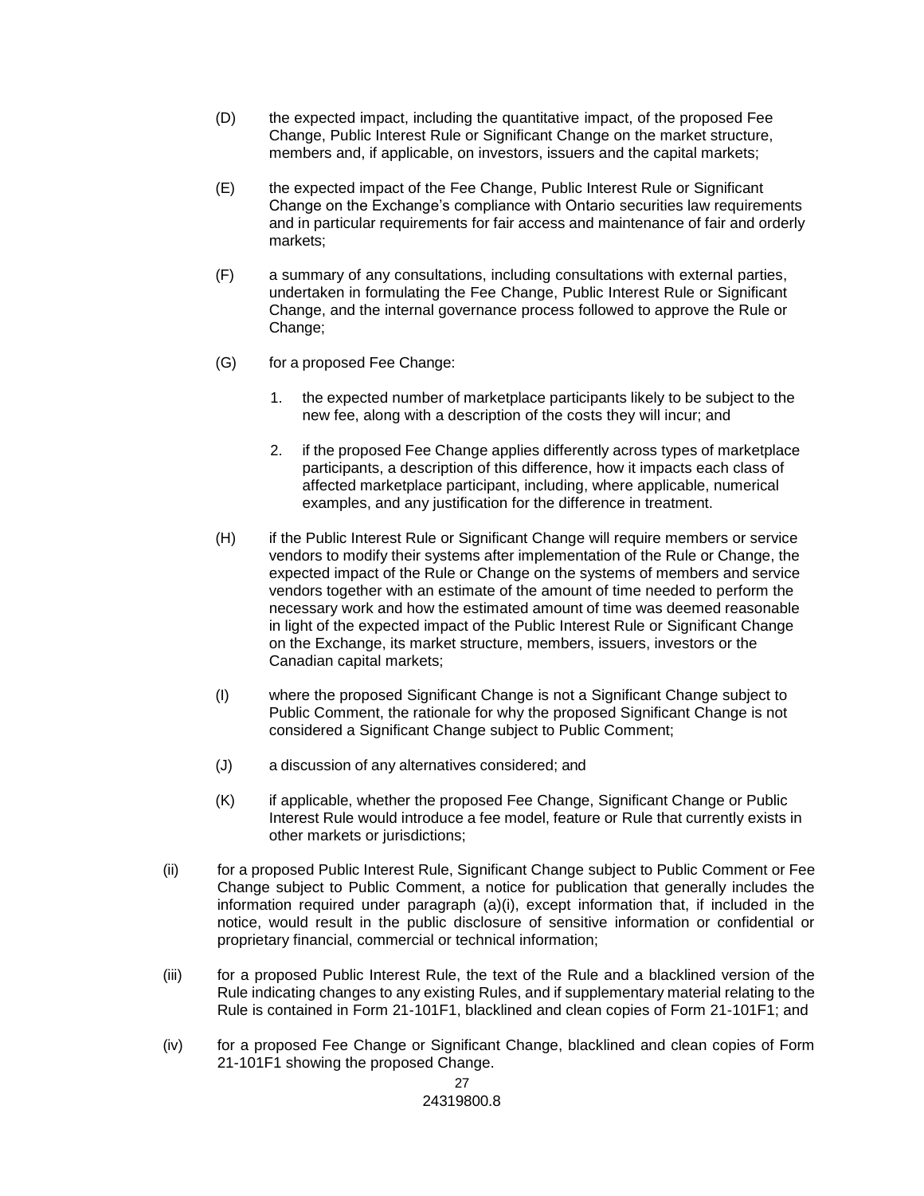(D) the expected impact, including the quantitative impact, of the proposed Fee Change, Public Interest Rule or Significant Change on the market structure, members and, if applicable, on investors, issuers and the capital markets;

(E) the expected impact of the Fee Change, Public Interest Rule or Significant Change on the Exchange's compliance with Ontario securities law requirements and in particular requirements for fair access and maintenance of fair and orderly markets;

(F) a summary of any consultations, including consultations with external parties, undertaken in formulating the Fee Change, Public Interest Rule or Significant Change, and the internal governance process followed to approve the Rule or Change;

(G) for a proposed Fee Change:

1. the expected number of marketplace participants likely to be subject to the new fee, along with a description of the costs they will incur; and

2. if the proposed Fee Change applies differently across types of marketplace participants, a description of this difference, how it impacts each class of affected marketplace participant, including, where applicable, numerical examples, and any justification for the difference in treatment.

(H) if the Public Interest Rule or Significant Change will require members or service vendors to modify their systems after implementation of the Rule or Change, the expected impact of the Rule or Change on the systems of members and service vendors together with an estimate of the amount of time needed to perform the necessary work and how the estimated amount of time was deemed reasonable in light of the expected impact of the Public Interest Rule or Significant Change on the Exchange, its market structure, members, issuers, investors or the Canadian capital markets;

(I) where the proposed Significant Change is not a Significant Change subject to Public Comment, the rationale for why the proposed Significant Change is not considered a Significant Change subject to Public Comment;

(J) a discussion of any alternatives considered; and

(K) if applicable, whether the proposed Fee Change, Significant Change or Public Interest Rule would introduce a fee model, feature or Rule that currently exists in other markets or jurisdictions;

(ii) for a proposed Public Interest Rule, Significant Change subject to Public Comment or Fee Change subject to Public Comment, a notice for publication that generally includes the information required under paragraph (a)(i), except information that, if included in the notice, would result in the public disclosure of sensitive information or confidential or proprietary financial, commercial or technical information;

(iii) for a proposed Public Interest Rule, the text of the Rule and a blacklined version of the Rule indicating changes to any existing Rules, and if supplementary material relating to the Rule is contained in Form 21-101F1, blacklined and clean copies of Form 21-101F1; and

(iv) for a proposed Fee Change or Significant Change, blacklined and clean copies of Form 21-101F1 showing the proposed Change.

24319800.8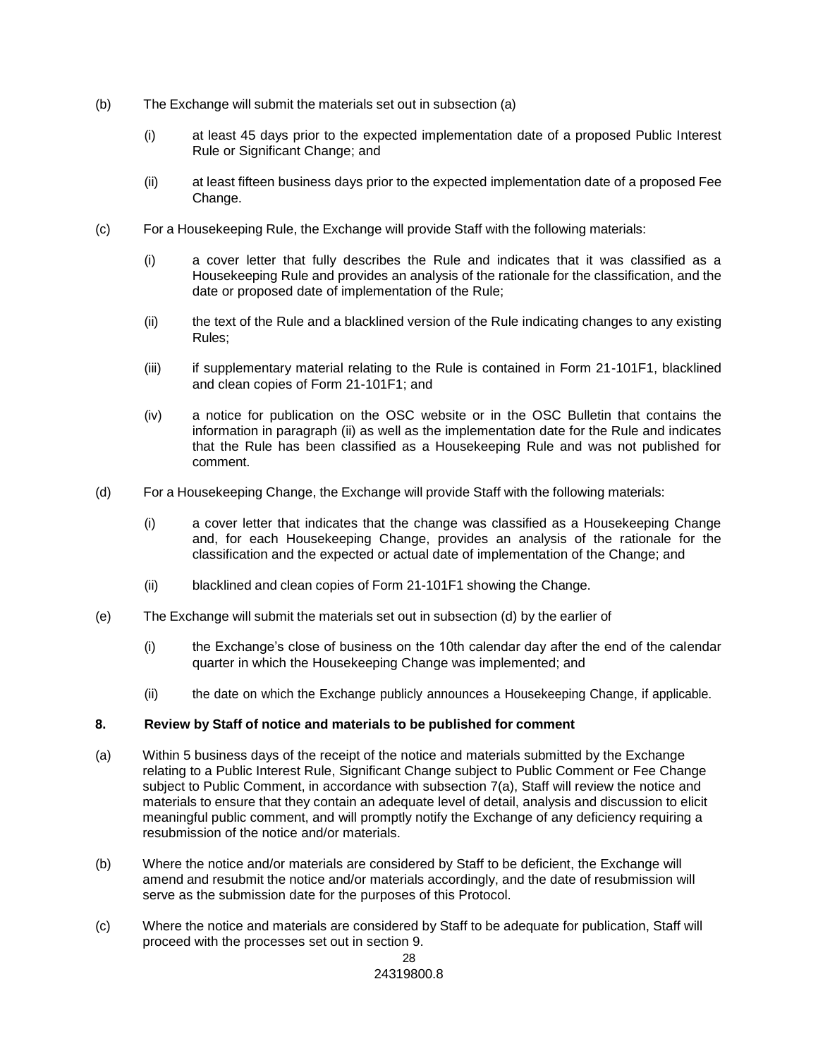(b) The Exchange will submit the materials set out in subsection (a)

(i) at least 45 days prior to the expected implementation date of a proposed Public Interest Rule or Significant Change; and

(ii) at least fifteen business days prior to the expected implementation date of a proposed Fee Change.

(c) For a Housekeeping Rule, the Exchange will provide Staff with the following materials:

(i) a cover letter that fully describes the Rule and indicates that it was classified as a Housekeeping Rule and provides an analysis of the rationale for the classification, and the date or proposed date of implementation of the Rule;

(ii) the text of the Rule and a blacklined version of the Rule indicating changes to any existing Rules;

(iii) if supplementary material relating to the Rule is contained in Form 21-101F1, blacklined and clean copies of Form 21-101F1; and

(iv) a notice for publication on the OSC website or in the OSC Bulletin that contains the information in paragraph (ii) as well as the implementation date for the Rule and indicates that the Rule has been classified as a Housekeeping Rule and was not published for comment.

(d) For a Housekeeping Change, the Exchange will provide Staff with the following materials:

(i) a cover letter that indicates that the change was classified as a Housekeeping Change and, for each Housekeeping Change, provides an analysis of the rationale for the classification and the expected or actual date of implementation of the Change; and

(ii) blacklined and clean copies of Form 21-101F1 showing the Change.

(e) The Exchange will submit the materials set out in subsection (d) by the earlier of

(i) the Exchange's close of business on the 10th calendar day after the end of the calendar quarter in which the Housekeeping Change was implemented; and

(ii) the date on which the Exchange publicly announces a Housekeeping Change, if applicable.

**8. Review by Staff of notice and materials to be published for comment**

(a) Within 5 business days of the receipt of the notice and materials submitted by the Exchange relating to a Public Interest Rule, Significant Change subject to Public Comment or Fee Change subject to Public Comment, in accordance with subsection 7(a), Staff will review the notice and materials to ensure that they contain an adequate level of detail, analysis and discussion to elicit meaningful public comment, and will promptly notify the Exchange of any deficiency requiring a resubmission of the notice and/or materials.

(b) Where the notice and/or materials are considered by Staff to be deficient, the Exchange will amend and resubmit the notice and/or materials accordingly, and the date of resubmission will serve as the submission date for the purposes of this Protocol.

(c) Where the notice and materials are considered by Staff to be adequate for publication, Staff will proceed with the processes set out in section 9.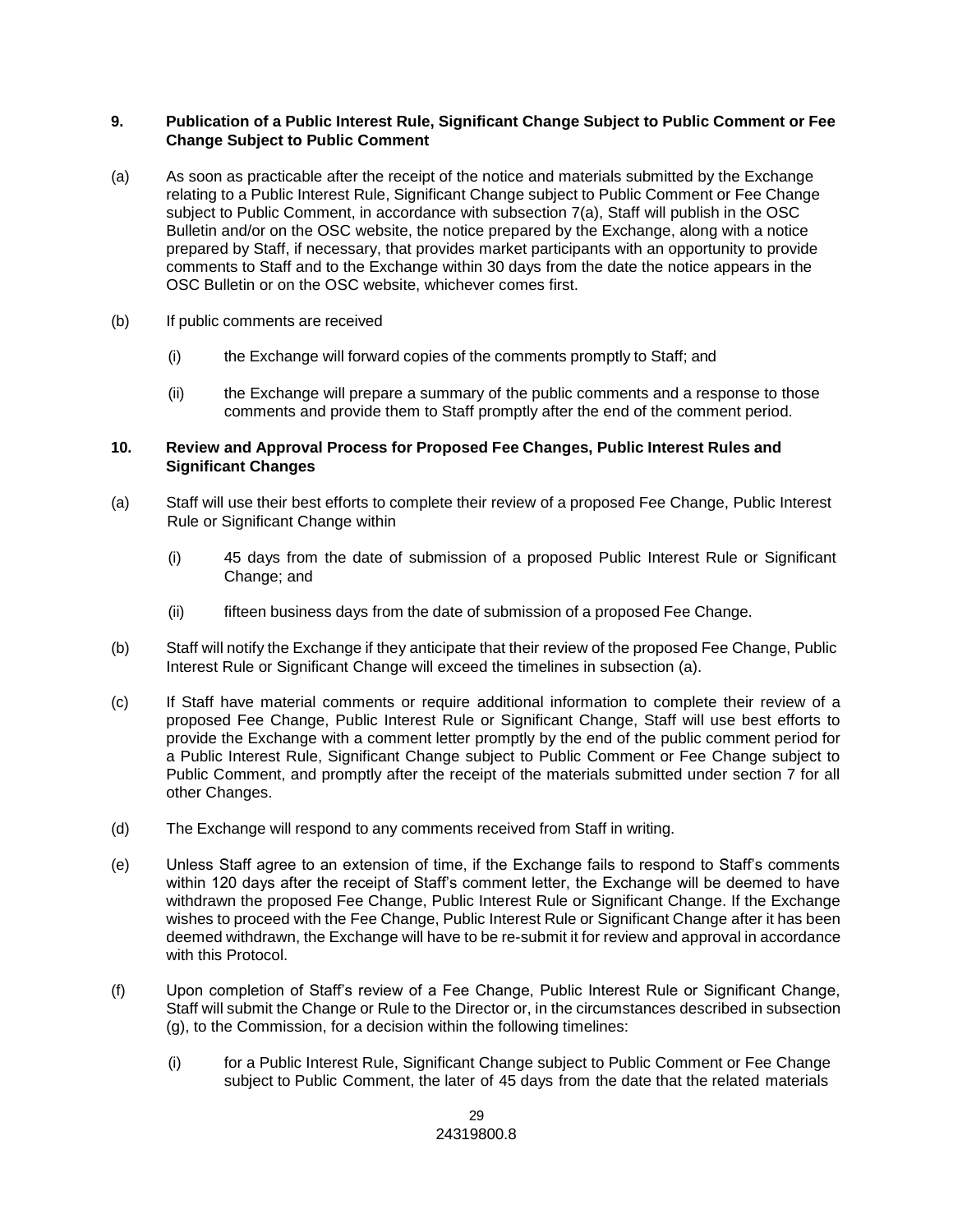## 9. Publication of a Public Interest Rule, Significant Change Subject to Public Comment or Fee Change Subject to Public Comment

(a) As soon as practicable after the receipt of the notice and materials submitted by the Exchange relating to a Public Interest Rule, Significant Change subject to Public Comment or Fee Change subject to Public Comment, in accordance with subsection 7(a), Staff will publish in the OSC Bulletin and/or on the OSC website, the notice prepared by the Exchange, along with a notice prepared by Staff, if necessary, that provides market participants with an opportunity to provide comments to Staff and to the Exchange within 30 days from the date the notice appears in the OSC Bulletin or on the OSC website, whichever comes first.

(b) If public comments are received

(i) the Exchange will forward copies of the comments promptly to Staff; and

(ii) the Exchange will prepare a summary of the public comments and a response to those comments and provide them to Staff promptly after the end of the comment period.

## 10. Review and Approval Process for Proposed Fee Changes, Public Interest Rules and Significant Changes

(a) Staff will use their best efforts to complete their review of a proposed Fee Change, Public Interest Rule or Significant Change within

(i) 45 days from the date of submission of a proposed Public Interest Rule or Significant Change; and

(ii) fifteen business days from the date of submission of a proposed Fee Change.

(b) Staff will notify the Exchange if they anticipate that their review of the proposed Fee Change, Public Interest Rule or Significant Change will exceed the timelines in subsection (a).

(c) If Staff have material comments or require additional information to complete their review of a proposed Fee Change, Public Interest Rule or Significant Change, Staff will use best efforts to provide the Exchange with a comment letter promptly by the end of the public comment period for a Public Interest Rule, Significant Change subject to Public Comment or Fee Change subject to Public Comment, and promptly after the receipt of the materials submitted under section 7 for all other Changes.

(d) The Exchange will respond to any comments received from Staff in writing.

(e) Unless Staff agree to an extension of time, if the Exchange fails to respond to Staff's comments within 120 days after the receipt of Staff's comment letter, the Exchange will be deemed to have withdrawn the proposed Fee Change, Public Interest Rule or Significant Change. If the Exchange wishes to proceed with the Fee Change, Public Interest Rule or Significant Change after it has been deemed withdrawn, the Exchange will have to be re-submit it for review and approval in accordance with this Protocol.

(f) Upon completion of Staff's review of a Fee Change, Public Interest Rule or Significant Change, Staff will submit the Change or Rule to the Director or, in the circumstances described in subsection (g), to the Commission, for a decision within the following timelines:

(i) for a Public Interest Rule, Significant Change subject to Public Comment or Fee Change subject to Public Comment, the later of 45 days from the date that the related materials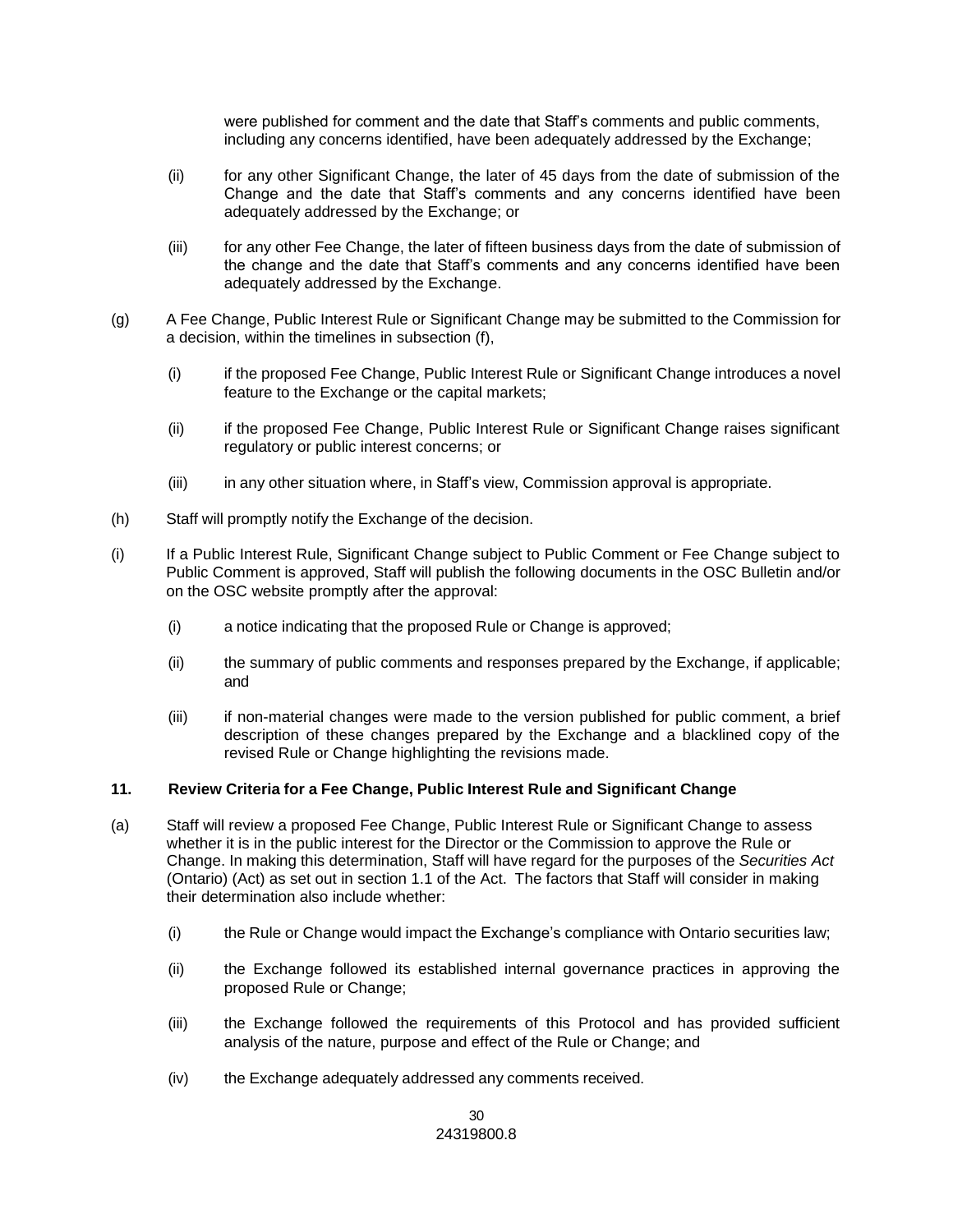were published for comment and the date that Staff's comments and public comments, including any concerns identified, have been adequately addressed by the Exchange;

(ii) for any other Significant Change, the later of 45 days from the date of submission of the Change and the date that Staff's comments and any concerns identified have been adequately addressed by the Exchange; or

(iii) for any other Fee Change, the later of fifteen business days from the date of submission of the change and the date that Staff's comments and any concerns identified have been adequately addressed by the Exchange.

(g) A Fee Change, Public Interest Rule or Significant Change may be submitted to the Commission for a decision, within the timelines in subsection (f),

(i) if the proposed Fee Change, Public Interest Rule or Significant Change introduces a novel feature to the Exchange or the capital markets;

(ii) if the proposed Fee Change, Public Interest Rule or Significant Change raises significant regulatory or public interest concerns; or

(iii) in any other situation where, in Staff's view, Commission approval is appropriate.

(h) Staff will promptly notify the Exchange of the decision.

(i) If a Public Interest Rule, Significant Change subject to Public Comment or Fee Change subject to Public Comment is approved, Staff will publish the following documents in the OSC Bulletin and/or on the OSC website promptly after the approval:

(i) a notice indicating that the proposed Rule or Change is approved;

(ii) the summary of public comments and responses prepared by the Exchange, if applicable; and

(iii) if non-material changes were made to the version published for public comment, a brief description of these changes prepared by the Exchange and a blacklined copy of the revised Rule or Change highlighting the revisions made.

### 11. Review Criteria for a Fee Change, Public Interest Rule and Significant Change

(a) Staff will review a proposed Fee Change, Public Interest Rule or Significant Change to assess whether it is in the public interest for the Director or the Commission to approve the Rule or Change. In making this determination, Staff will have regard for the purposes of the *Securities Act* (Ontario) (Act) as set out in section 1.1 of the Act. The factors that Staff will consider in making their determination also include whether:

(i) the Rule or Change would impact the Exchange's compliance with Ontario securities law;

(ii) the Exchange followed its established internal governance practices in approving the proposed Rule or Change;

(iii) the Exchange followed the requirements of this Protocol and has provided sufficient analysis of the nature, purpose and effect of the Rule or Change; and

(iv) the Exchange adequately addressed any comments received.

24319800.8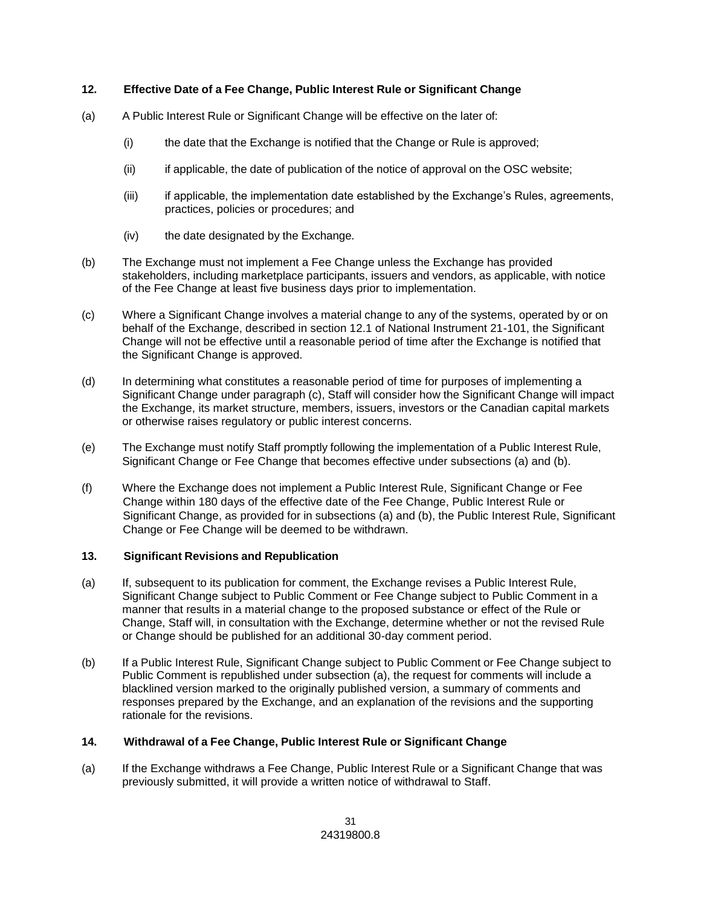### 12. Effective Date of a Fee Change, Public Interest Rule or Significant Change

(a) A Public Interest Rule or Significant Change will be effective on the later of:

  (i) the date that the Exchange is notified that the Change or Rule is approved;

  (ii) if applicable, the date of publication of the notice of approval on the OSC website;

  (iii) if applicable, the implementation date established by the Exchange's Rules, agreements, practices, policies or procedures; and

  (iv) the date designated by the Exchange.

(b) The Exchange must not implement a Fee Change unless the Exchange has provided stakeholders, including marketplace participants, issuers and vendors, as applicable, with notice of the Fee Change at least five business days prior to implementation.

(c) Where a Significant Change involves a material change to any of the systems, operated by or on behalf of the Exchange, described in section 12.1 of National Instrument 21-101, the Significant Change will not be effective until a reasonable period of time after the Exchange is notified that the Significant Change is approved.

(d) In determining what constitutes a reasonable period of time for purposes of implementing a Significant Change under paragraph (c), Staff will consider how the Significant Change will impact the Exchange, its market structure, members, issuers, investors or the Canadian capital markets or otherwise raises regulatory or public interest concerns.

(e) The Exchange must notify Staff promptly following the implementation of a Public Interest Rule, Significant Change or Fee Change that becomes effective under subsections (a) and (b).

(f) Where the Exchange does not implement a Public Interest Rule, Significant Change or Fee Change within 180 days of the effective date of the Fee Change, Public Interest Rule or Significant Change, as provided for in subsections (a) and (b), the Public Interest Rule, Significant Change or Fee Change will be deemed to be withdrawn.

### 13. Significant Revisions and Republication

(a) If, subsequent to its publication for comment, the Exchange revises a Public Interest Rule, Significant Change subject to Public Comment or Fee Change subject to Public Comment in a manner that results in a material change to the proposed substance or effect of the Rule or Change, Staff will, in consultation with the Exchange, determine whether or not the revised Rule or Change should be published for an additional 30-day comment period.

(b) If a Public Interest Rule, Significant Change subject to Public Comment or Fee Change subject to Public Comment is republished under subsection (a), the request for comments will include a blacklined version marked to the originally published version, a summary of comments and responses prepared by the Exchange, and an explanation of the revisions and the supporting rationale for the revisions.

### 14. Withdrawal of a Fee Change, Public Interest Rule or Significant Change

(a) If the Exchange withdraws a Fee Change, Public Interest Rule or a Significant Change that was previously submitted, it will provide a written notice of withdrawal to Staff.

24319800.8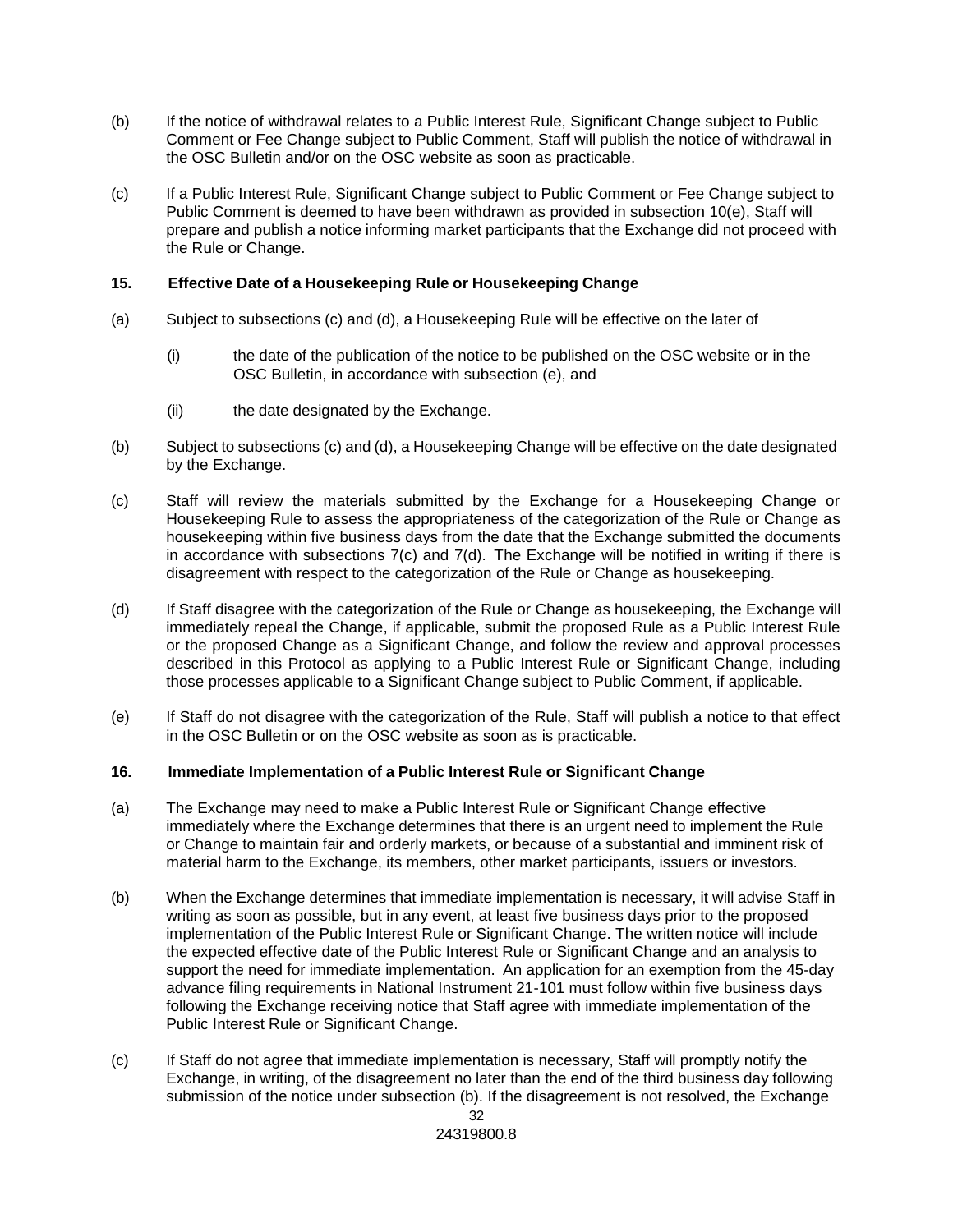(b) If the notice of withdrawal relates to a Public Interest Rule, Significant Change subject to Public Comment or Fee Change subject to Public Comment, Staff will publish the notice of withdrawal in the OSC Bulletin and/or on the OSC website as soon as practicable.

(c) If a Public Interest Rule, Significant Change subject to Public Comment or Fee Change subject to Public Comment is deemed to have been withdrawn as provided in subsection 10(e), Staff will prepare and publish a notice informing market participants that the Exchange did not proceed with the Rule or Change.

### 15. Effective Date of a Housekeeping Rule or Housekeeping Change

(a) Subject to subsections (c) and (d), a Housekeeping Rule will be effective on the later of

- (i) the date of the publication of the notice to be published on the OSC website or in the OSC Bulletin, in accordance with subsection (e), and
- (ii) the date designated by the Exchange.

(b) Subject to subsections (c) and (d), a Housekeeping Change will be effective on the date designated by the Exchange.

(c) Staff will review the materials submitted by the Exchange for a Housekeeping Change or Housekeeping Rule to assess the appropriateness of the categorization of the Rule or Change as housekeeping within five business days from the date that the Exchange submitted the documents in accordance with subsections 7(c) and 7(d). The Exchange will be notified in writing if there is disagreement with respect to the categorization of the Rule or Change as housekeeping.

(d) If Staff disagree with the categorization of the Rule or Change as housekeeping, the Exchange will immediately repeal the Change, if applicable, submit the proposed Rule as a Public Interest Rule or the proposed Change as a Significant Change, and follow the review and approval processes described in this Protocol as applying to a Public Interest Rule or Significant Change, including those processes applicable to a Significant Change subject to Public Comment, if applicable.

(e) If Staff do not disagree with the categorization of the Rule, Staff will publish a notice to that effect in the OSC Bulletin or on the OSC website as soon as is practicable.

### 16. Immediate Implementation of a Public Interest Rule or Significant Change

(a) The Exchange may need to make a Public Interest Rule or Significant Change effective immediately where the Exchange determines that there is an urgent need to implement the Rule or Change to maintain fair and orderly markets, or because of a substantial and imminent risk of material harm to the Exchange, its members, other market participants, issuers or investors.

(b) When the Exchange determines that immediate implementation is necessary, it will advise Staff in writing as soon as possible, but in any event, at least five business days prior to the proposed implementation of the Public Interest Rule or Significant Change. The written notice will include the expected effective date of the Public Interest Rule or Significant Change and an analysis to support the need for immediate implementation. An application for an exemption from the 45-day advance filing requirements in National Instrument 21-101 must follow within five business days following the Exchange receiving notice that Staff agree with immediate implementation of the Public Interest Rule or Significant Change.

(c) If Staff do not agree that immediate implementation is necessary, Staff will promptly notify the Exchange, in writing, of the disagreement no later than the end of the third business day following submission of the notice under subsection (b). If the disagreement is not resolved, the Exchange

24319800.8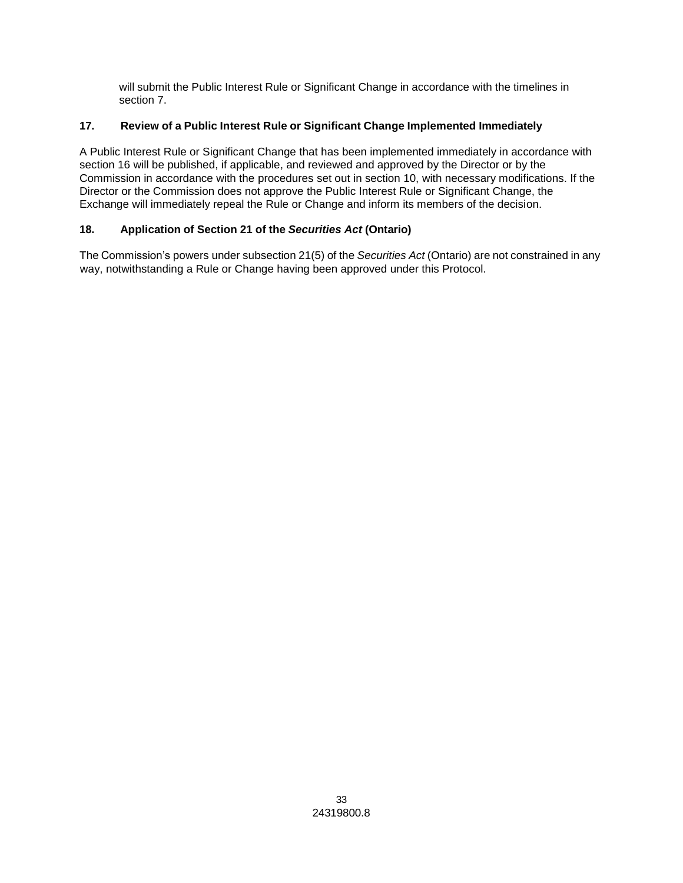will submit the Public Interest Rule or Significant Change in accordance with the timelines in section 7.

### 17. Review of a Public Interest Rule or Significant Change Implemented Immediately

A Public Interest Rule or Significant Change that has been implemented immediately in accordance with section 16 will be published, if applicable, and reviewed and approved by the Director or by the Commission in accordance with the procedures set out in section 10, with necessary modifications. If the Director or the Commission does not approve the Public Interest Rule or Significant Change, the Exchange will immediately repeal the Rule or Change and inform its members of the decision.

### 18. Application of Section 21 of the *Securities Act* (Ontario)

The Commission's powers under subsection 21(5) of the *Securities Act* (Ontario) are not constrained in any way, notwithstanding a Rule or Change having been approved under this Protocol.

24319800.8